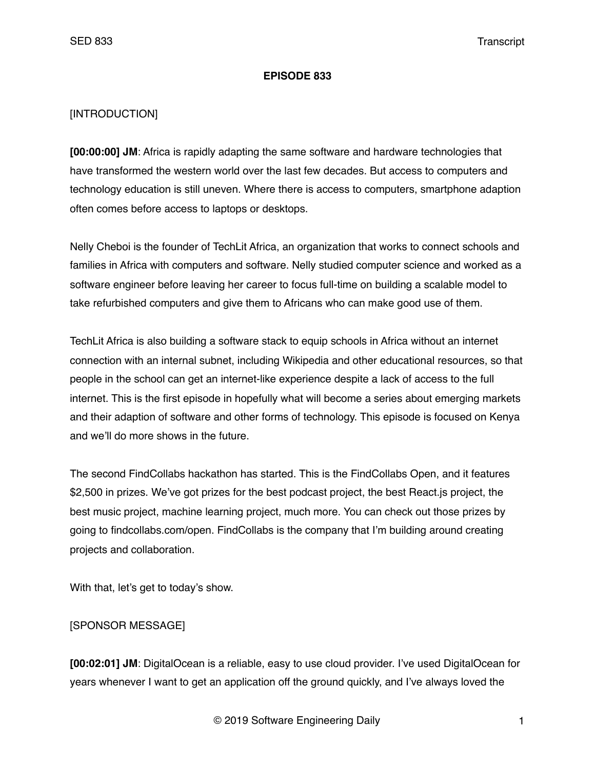**EPISODE 833**

[INTRODUCTION]

**[00:00:00] JM**: Africa is rapidly adapting the same software and hardware technologies that have transformed the western world over the last few decades. But access to computers and technology education is still uneven. Where there is access to computers, smartphone adaption often comes before access to laptops or desktops.

Nelly Cheboi is the founder of TechLit Africa, an organization that works to connect schools and families in Africa with computers and software. Nelly studied computer science and worked as a software engineer before leaving her career to focus full-time on building a scalable model to take refurbished computers and give them to Africans who can make good use of them.

TechLit Africa is also building a software stack to equip schools in Africa without an internet connection with an internal subnet, including Wikipedia and other educational resources, so that people in the school can get an internet-like experience despite a lack of access to the full internet. This is the first episode in hopefully what will become a series about emerging markets and their adaption of software and other forms of technology. This episode is focused on Kenya and we'll do more shows in the future.

The second FindCollabs hackathon has started. This is the FindCollabs Open, and it features $2,500 in prizes. We've got prizes for the best podcast project, the best React.js project, the best music project, machine learning project, much more. You can check out those prizes by going to findcollabs.com/open. FindCollabs is the company that I'm building around creating projects and collaboration.

With that, let's get to today's show.

[SPONSOR MESSAGE]

**[00:02:01] JM**: DigitalOcean is a reliable, easy to use cloud provider. I've used DigitalOcean for years whenever I want to get an application off the ground quickly, and I've always loved the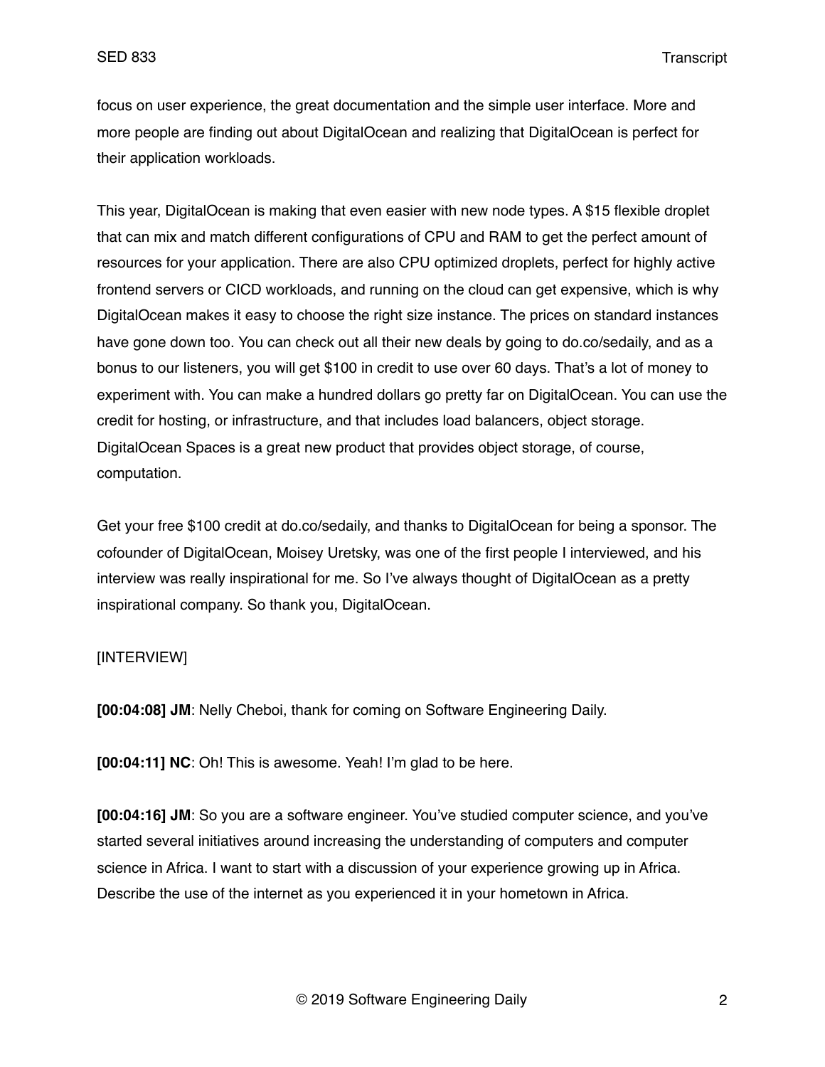focus on user experience, the great documentation and the simple user interface. More and more people are finding out about DigitalOcean and realizing that DigitalOcean is perfect for their application workloads.

This year, DigitalOcean is making that even easier with new node types. A $15 flexible droplet that can mix and match different configurations of CPU and RAM to get the perfect amount of resources for your application. There are also CPU optimized droplets, perfect for highly active frontend servers or CICD workloads, and running on the cloud can get expensive, which is why DigitalOcean makes it easy to choose the right size instance. The prices on standard instances have gone down too. You can check out all their new deals by going to do.co/sedaily, and as a bonus to our listeners, you will get $100 in credit to use over 60 days. That's a lot of money to experiment with. You can make a hundred dollars go pretty far on DigitalOcean. You can use the credit for hosting, or infrastructure, and that includes load balancers, object storage. DigitalOcean Spaces is a great new product that provides object storage, of course, computation.

Get your free $100 credit at do.co/sedaily, and thanks to DigitalOcean for being a sponsor. The cofounder of DigitalOcean, Moisey Uretsky, was one of the first people I interviewed, and his interview was really inspirational for me. So I've always thought of DigitalOcean as a pretty inspirational company. So thank you, DigitalOcean.

[INTERVIEW]

**[00:04:08] JM**: Nelly Cheboi, thank for coming on Software Engineering Daily.

**[00:04:11] NC**: Oh! This is awesome. Yeah! I'm glad to be here.

**[00:04:16] JM**: So you are a software engineer. You've studied computer science, and you've started several initiatives around increasing the understanding of computers and computer science in Africa. I want to start with a discussion of your experience growing up in Africa. Describe the use of the internet as you experienced it in your hometown in Africa.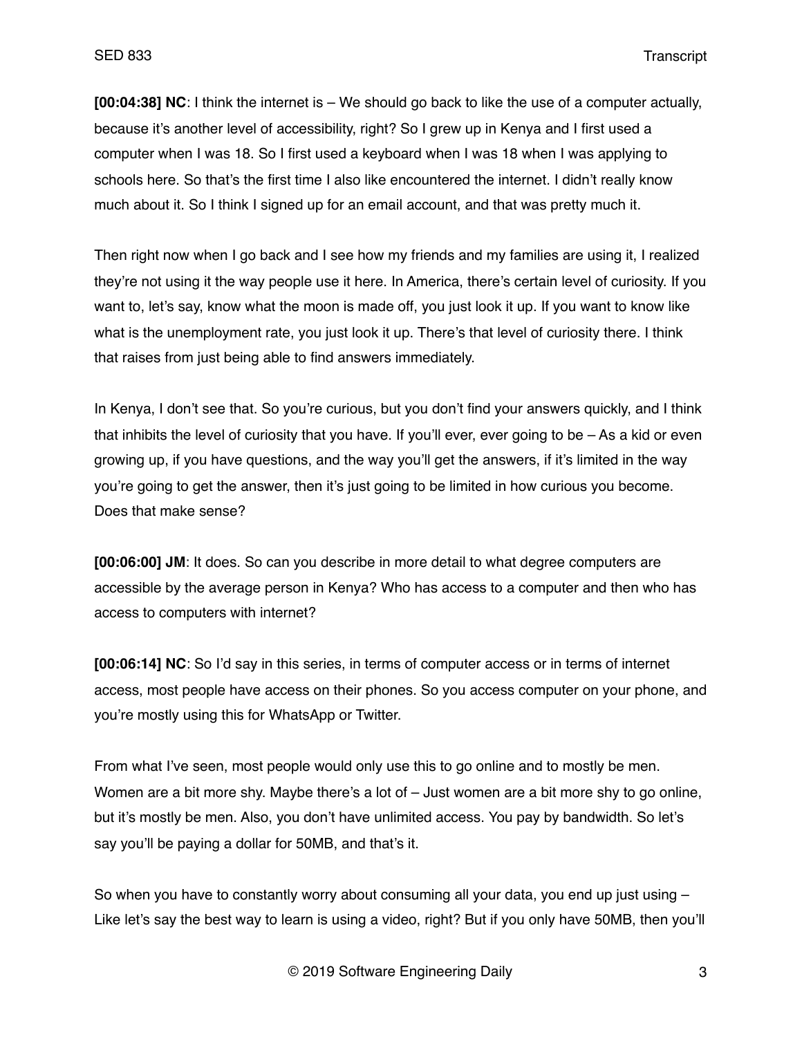**[00:04:38] NC**: I think the internet is – We should go back to like the use of a computer actually, because it's another level of accessibility, right? So I grew up in Kenya and I first used a computer when I was 18. So I first used a keyboard when I was 18 when I was applying to schools here. So that's the first time I also like encountered the internet. I didn't really know much about it. So I think I signed up for an email account, and that was pretty much it.

Then right now when I go back and I see how my friends and my families are using it, I realized they're not using it the way people use it here. In America, there's certain level of curiosity. If you want to, let's say, know what the moon is made off, you just look it up. If you want to know like what is the unemployment rate, you just look it up. There's that level of curiosity there. I think that raises from just being able to find answers immediately.

In Kenya, I don't see that. So you're curious, but you don't find your answers quickly, and I think that inhibits the level of curiosity that you have. If you'll ever, ever going to be – As a kid or even growing up, if you have questions, and the way you'll get the answers, if it's limited in the way you're going to get the answer, then it's just going to be limited in how curious you become. Does that make sense?

**[00:06:00] JM**: It does. So can you describe in more detail to what degree computers are accessible by the average person in Kenya? Who has access to a computer and then who has access to computers with internet?

**[00:06:14] NC**: So I'd say in this series, in terms of computer access or in terms of internet access, most people have access on their phones. So you access computer on your phone, and you're mostly using this for WhatsApp or Twitter.

From what I've seen, most people would only use this to go online and to mostly be men. Women are a bit more shy. Maybe there's a lot of – Just women are a bit more shy to go online, but it's mostly be men. Also, you don't have unlimited access. You pay by bandwidth. So let's say you'll be paying a dollar for 50MB, and that's it.

So when you have to constantly worry about consuming all your data, you end up just using – Like let's say the best way to learn is using a video, right? But if you only have 50MB, then you'll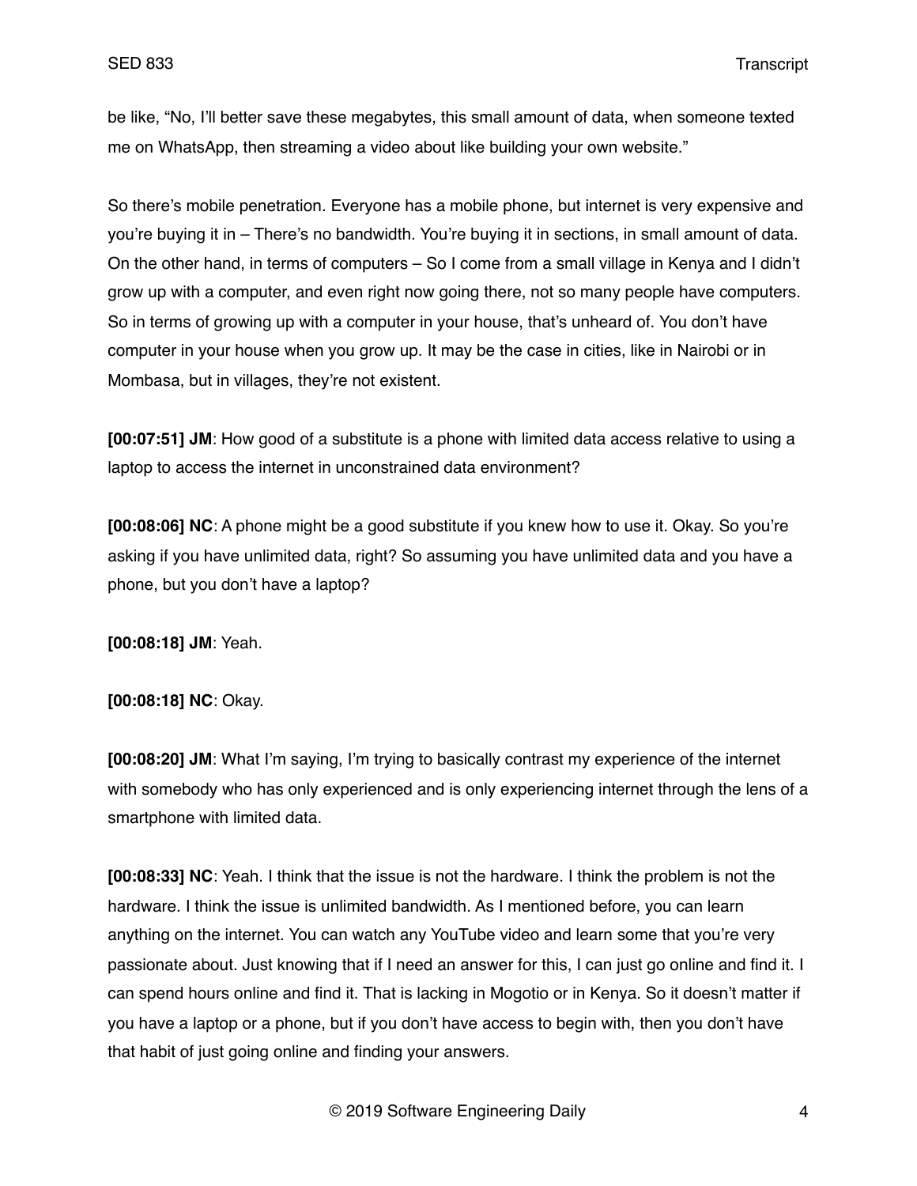be like, "No, I'll better save these megabytes, this small amount of data, when someone texted me on WhatsApp, then streaming a video about like building your own website."

So there's mobile penetration. Everyone has a mobile phone, but internet is very expensive and you're buying it in – There's no bandwidth. You're buying it in sections, in small amount of data. On the other hand, in terms of computers – So I come from a small village in Kenya and I didn't grow up with a computer, and even right now going there, not so many people have computers. So in terms of growing up with a computer in your house, that's unheard of. You don't have computer in your house when you grow up. It may be the case in cities, like in Nairobi or in Mombasa, but in villages, they're not existent.

**[00:07:51] JM**: How good of a substitute is a phone with limited data access relative to using a laptop to access the internet in unconstrained data environment?

**[00:08:06] NC**: A phone might be a good substitute if you knew how to use it. Okay. So you're asking if you have unlimited data, right? So assuming you have unlimited data and you have a phone, but you don't have a laptop?

**[00:08:18] JM**: Yeah.

**[00:08:18] NC**: Okay.

**[00:08:20] JM**: What I'm saying, I'm trying to basically contrast my experience of the internet with somebody who has only experienced and is only experiencing internet through the lens of a smartphone with limited data.

**[00:08:33] NC**: Yeah. I think that the issue is not the hardware. I think the problem is not the hardware. I think the issue is unlimited bandwidth. As I mentioned before, you can learn anything on the internet. You can watch any YouTube video and learn some that you're very passionate about. Just knowing that if I need an answer for this, I can just go online and find it. I can spend hours online and find it. That is lacking in Mogotio or in Kenya. So it doesn't matter if you have a laptop or a phone, but if you don't have access to begin with, then you don't have that habit of just going online and finding your answers.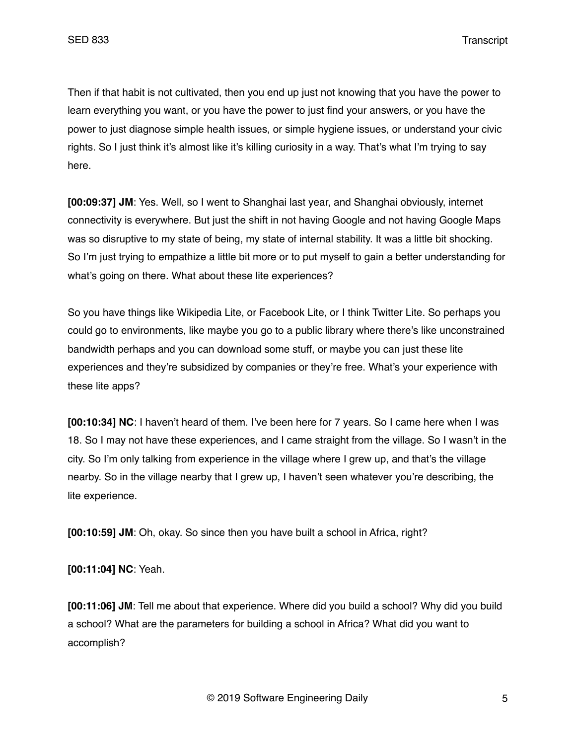Then if that habit is not cultivated, then you end up just not knowing that you have the power to learn everything you want, or you have the power to just find your answers, or you have the power to just diagnose simple health issues, or simple hygiene issues, or understand your civic rights. So I just think it's almost like it's killing curiosity in a way. That's what I'm trying to say here.

**[00:09:37] JM**: Yes. Well, so I went to Shanghai last year, and Shanghai obviously, internet connectivity is everywhere. But just the shift in not having Google and not having Google Maps was so disruptive to my state of being, my state of internal stability. It was a little bit shocking. So I'm just trying to empathize a little bit more or to put myself to gain a better understanding for what's going on there. What about these lite experiences?

So you have things like Wikipedia Lite, or Facebook Lite, or I think Twitter Lite. So perhaps you could go to environments, like maybe you go to a public library where there's like unconstrained bandwidth perhaps and you can download some stuff, or maybe you can just these lite experiences and they're subsidized by companies or they're free. What's your experience with these lite apps?

**[00:10:34] NC**: I haven't heard of them. I've been here for 7 years. So I came here when I was 18. So I may not have these experiences, and I came straight from the village. So I wasn't in the city. So I'm only talking from experience in the village where I grew up, and that's the village nearby. So in the village nearby that I grew up, I haven't seen whatever you're describing, the lite experience.

**[00:10:59] JM**: Oh, okay. So since then you have built a school in Africa, right?

**[00:11:04] NC**: Yeah.

**[00:11:06] JM**: Tell me about that experience. Where did you build a school? Why did you build a school? What are the parameters for building a school in Africa? What did you want to accomplish?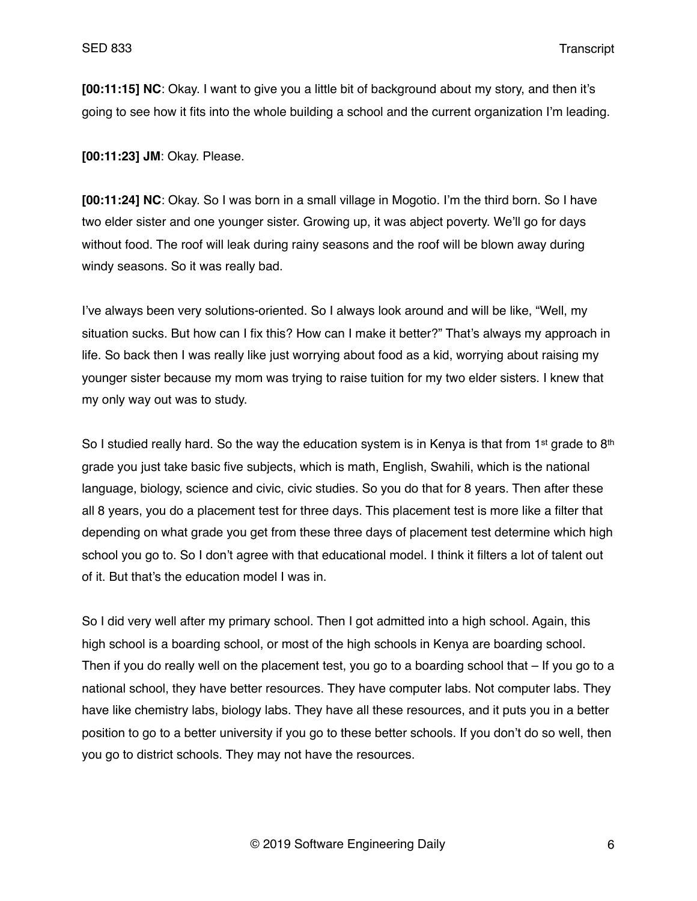**[00:11:15] NC**: Okay. I want to give you a little bit of background about my story, and then it's going to see how it fits into the whole building a school and the current organization I'm leading.

**[00:11:23] JM**: Okay. Please.

**[00:11:24] NC**: Okay. So I was born in a small village in Mogotio. I'm the third born. So I have two elder sister and one younger sister. Growing up, it was abject poverty. We'll go for days without food. The roof will leak during rainy seasons and the roof will be blown away during windy seasons. So it was really bad.

I've always been very solutions-oriented. So I always look around and will be like, "Well, my situation sucks. But how can I fix this? How can I make it better?" That's always my approach in life. So back then I was really like just worrying about food as a kid, worrying about raising my younger sister because my mom was trying to raise tuition for my two elder sisters. I knew that my only way out was to study.

So I studied really hard. So the way the education system is in Kenya is that from 1st grade to 8th grade you just take basic five subjects, which is math, English, Swahili, which is the national language, biology, science and civic, civic studies. So you do that for 8 years. Then after these all 8 years, you do a placement test for three days. This placement test is more like a filter that depending on what grade you get from these three days of placement test determine which high school you go to. So I don't agree with that educational model. I think it filters a lot of talent out of it. But that's the education model I was in.

So I did very well after my primary school. Then I got admitted into a high school. Again, this high school is a boarding school, or most of the high schools in Kenya are boarding school. Then if you do really well on the placement test, you go to a boarding school that – If you go to a national school, they have better resources. They have computer labs. Not computer labs. They have like chemistry labs, biology labs. They have all these resources, and it puts you in a better position to go to a better university if you go to these better schools. If you don't do so well, then you go to district schools. They may not have the resources.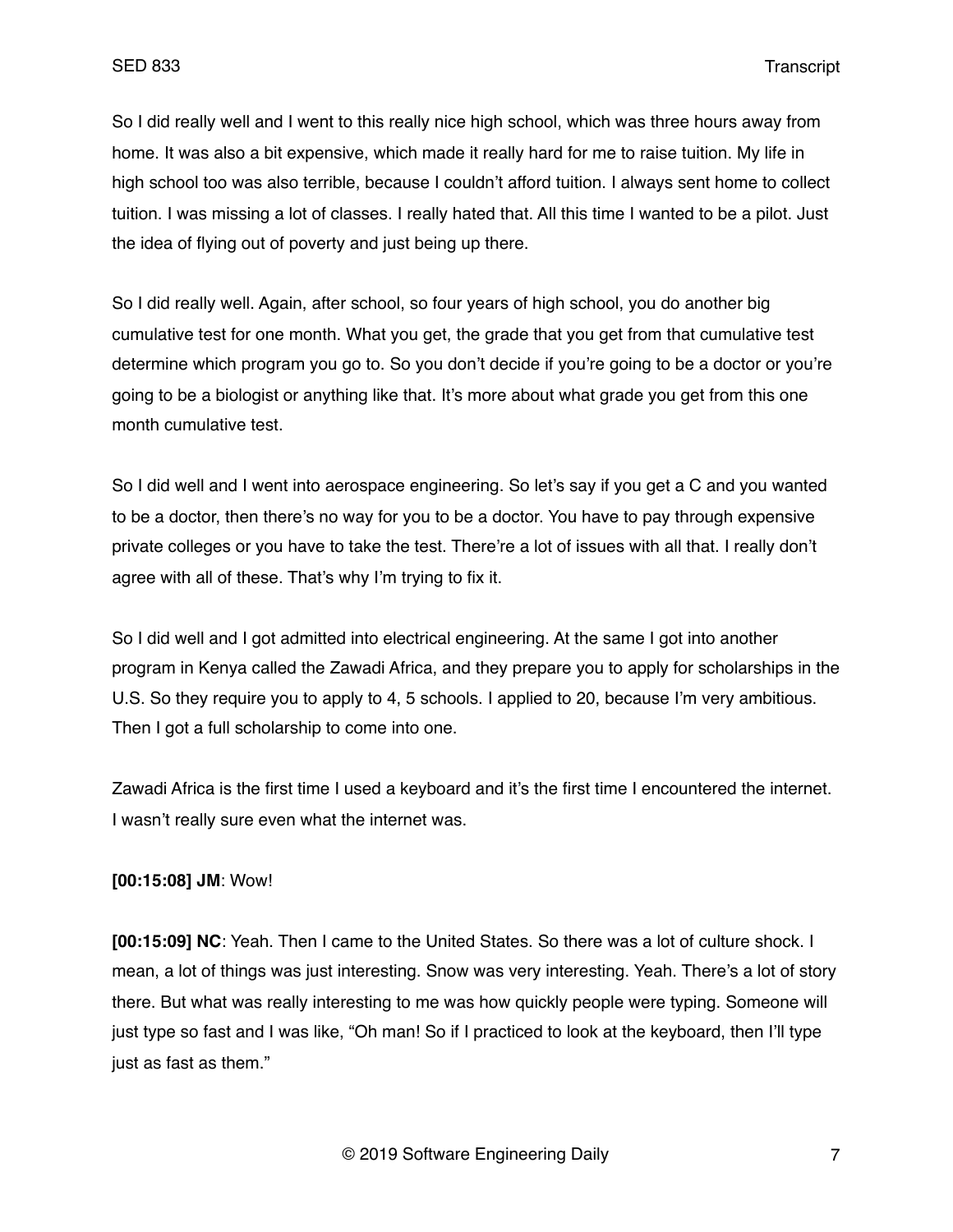So I did really well and I went to this really nice high school, which was three hours away from home. It was also a bit expensive, which made it really hard for me to raise tuition. My life in high school too was also terrible, because I couldn't afford tuition. I always sent home to collect tuition. I was missing a lot of classes. I really hated that. All this time I wanted to be a pilot. Just the idea of flying out of poverty and just being up there.

So I did really well. Again, after school, so four years of high school, you do another big cumulative test for one month. What you get, the grade that you get from that cumulative test determine which program you go to. So you don't decide if you're going to be a doctor or you're going to be a biologist or anything like that. It's more about what grade you get from this one month cumulative test.

So I did well and I went into aerospace engineering. So let's say if you get a C and you wanted to be a doctor, then there's no way for you to be a doctor. You have to pay through expensive private colleges or you have to take the test. There're a lot of issues with all that. I really don't agree with all of these. That's why I'm trying to fix it.

So I did well and I got admitted into electrical engineering. At the same I got into another program in Kenya called the Zawadi Africa, and they prepare you to apply for scholarships in the U.S. So they require you to apply to 4, 5 schools. I applied to 20, because I'm very ambitious. Then I got a full scholarship to come into one.

Zawadi Africa is the first time I used a keyboard and it's the first time I encountered the internet. I wasn't really sure even what the internet was.

**[00:15:08] JM**: Wow!

**[00:15:09] NC**: Yeah. Then I came to the United States. So there was a lot of culture shock. I mean, a lot of things was just interesting. Snow was very interesting. Yeah. There's a lot of story there. But what was really interesting to me was how quickly people were typing. Someone will just type so fast and I was like, "Oh man! So if I practiced to look at the keyboard, then I'll type just as fast as them."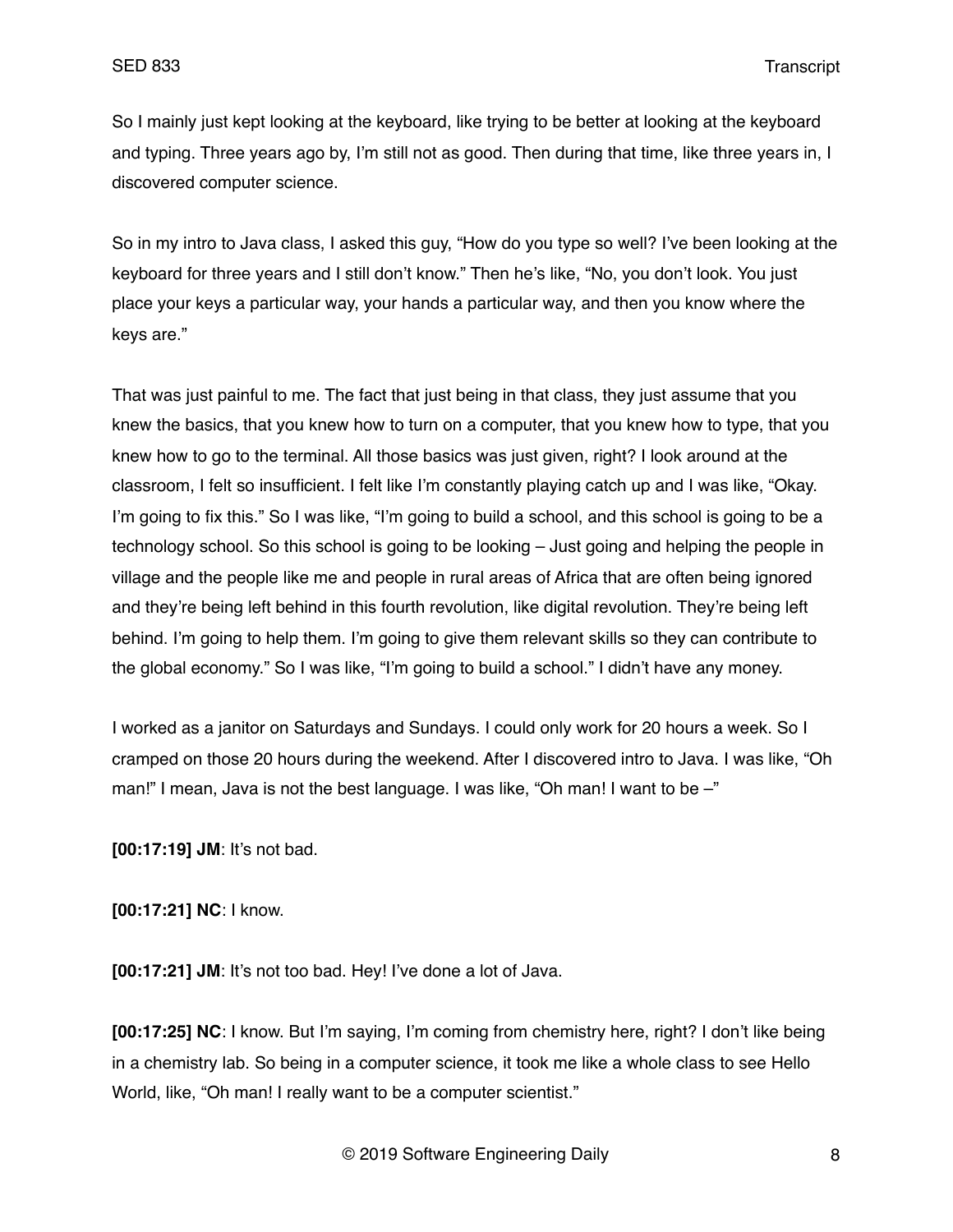So I mainly just kept looking at the keyboard, like trying to be better at looking at the keyboard and typing. Three years ago by, I'm still not as good. Then during that time, like three years in, I discovered computer science.

So in my intro to Java class, I asked this guy, "How do you type so well? I've been looking at the keyboard for three years and I still don't know." Then he's like, "No, you don't look. You just place your keys a particular way, your hands a particular way, and then you know where the keys are."

That was just painful to me. The fact that just being in that class, they just assume that you knew the basics, that you knew how to turn on a computer, that you knew how to type, that you knew how to go to the terminal. All those basics was just given, right? I look around at the classroom, I felt so insufficient. I felt like I'm constantly playing catch up and I was like, "Okay. I'm going to fix this." So I was like, "I'm going to build a school, and this school is going to be a technology school. So this school is going to be looking – Just going and helping the people in village and the people like me and people in rural areas of Africa that are often being ignored and they're being left behind in this fourth revolution, like digital revolution. They're being left behind. I'm going to help them. I'm going to give them relevant skills so they can contribute to the global economy." So I was like, "I'm going to build a school." I didn't have any money.

I worked as a janitor on Saturdays and Sundays. I could only work for 20 hours a week. So I cramped on those 20 hours during the weekend. After I discovered intro to Java. I was like, "Oh man!" I mean, Java is not the best language. I was like, "Oh man! I want to be –"

**[00:17:19] JM**: It's not bad.

**[00:17:21] NC**: I know.

**[00:17:21] JM**: It's not too bad. Hey! I've done a lot of Java.

**[00:17:25] NC**: I know. But I'm saying, I'm coming from chemistry here, right? I don't like being in a chemistry lab. So being in a computer science, it took me like a whole class to see Hello World, like, "Oh man! I really want to be a computer scientist."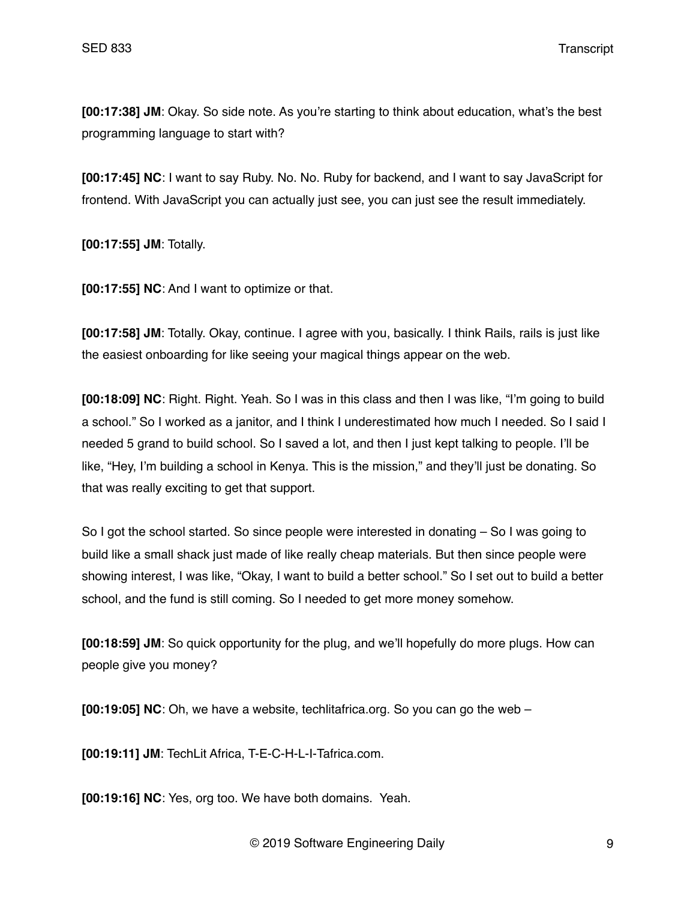**[00:17:38] JM**: Okay. So side note. As you're starting to think about education, what's the best programming language to start with?

**[00:17:45] NC**: I want to say Ruby. No. No. Ruby for backend, and I want to say JavaScript for frontend. With JavaScript you can actually just see, you can just see the result immediately.

**[00:17:55] JM**: Totally.

**[00:17:55] NC**: And I want to optimize or that.

**[00:17:58] JM**: Totally. Okay, continue. I agree with you, basically. I think Rails, rails is just like the easiest onboarding for like seeing your magical things appear on the web.

**[00:18:09] NC**: Right. Right. Yeah. So I was in this class and then I was like, "I'm going to build a school." So I worked as a janitor, and I think I underestimated how much I needed. So I said I needed 5 grand to build school. So I saved a lot, and then I just kept talking to people. I'll be like, "Hey, I'm building a school in Kenya. This is the mission," and they'll just be donating. So that was really exciting to get that support.

So I got the school started. So since people were interested in donating – So I was going to build like a small shack just made of like really cheap materials. But then since people were showing interest, I was like, "Okay, I want to build a better school." So I set out to build a better school, and the fund is still coming. So I needed to get more money somehow.

**[00:18:59] JM**: So quick opportunity for the plug, and we'll hopefully do more plugs. How can people give you money?

**[00:19:05] NC**: Oh, we have a website, techlitafrica.org. So you can go the web –

**[00:19:11] JM**: TechLit Africa, T-E-C-H-L-I-Tafrica.com.

**[00:19:16] NC**: Yes, org too. We have both domains. Yeah.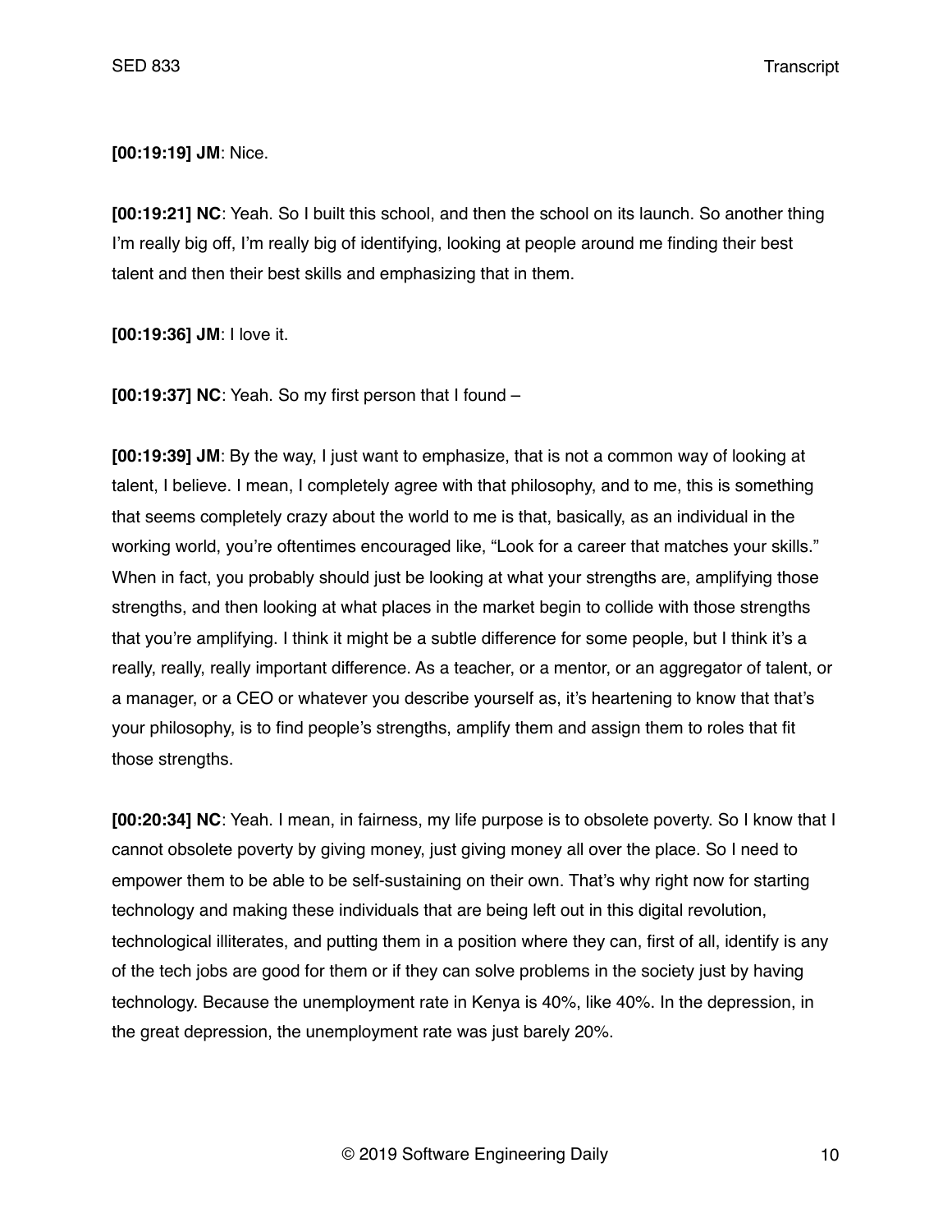**[00:19:19] JM**: Nice.

**[00:19:21] NC**: Yeah. So I built this school, and then the school on its launch. So another thing I'm really big off, I'm really big of identifying, looking at people around me finding their best talent and then their best skills and emphasizing that in them.

**[00:19:36] JM**: I love it.

**[00:19:37] NC**: Yeah. So my first person that I found –

**[00:19:39] JM**: By the way, I just want to emphasize, that is not a common way of looking at talent, I believe. I mean, I completely agree with that philosophy, and to me, this is something that seems completely crazy about the world to me is that, basically, as an individual in the working world, you're oftentimes encouraged like, "Look for a career that matches your skills." When in fact, you probably should just be looking at what your strengths are, amplifying those strengths, and then looking at what places in the market begin to collide with those strengths that you're amplifying. I think it might be a subtle difference for some people, but I think it's a really, really, really important difference. As a teacher, or a mentor, or an aggregator of talent, or a manager, or a CEO or whatever you describe yourself as, it's heartening to know that that's your philosophy, is to find people's strengths, amplify them and assign them to roles that fit those strengths.

**[00:20:34] NC**: Yeah. I mean, in fairness, my life purpose is to obsolete poverty. So I know that I cannot obsolete poverty by giving money, just giving money all over the place. So I need to empower them to be able to be self-sustaining on their own. That's why right now for starting technology and making these individuals that are being left out in this digital revolution, technological illiterates, and putting them in a position where they can, first of all, identify is any of the tech jobs are good for them or if they can solve problems in the society just by having technology. Because the unemployment rate in Kenya is 40%, like 40%. In the depression, in the great depression, the unemployment rate was just barely 20%.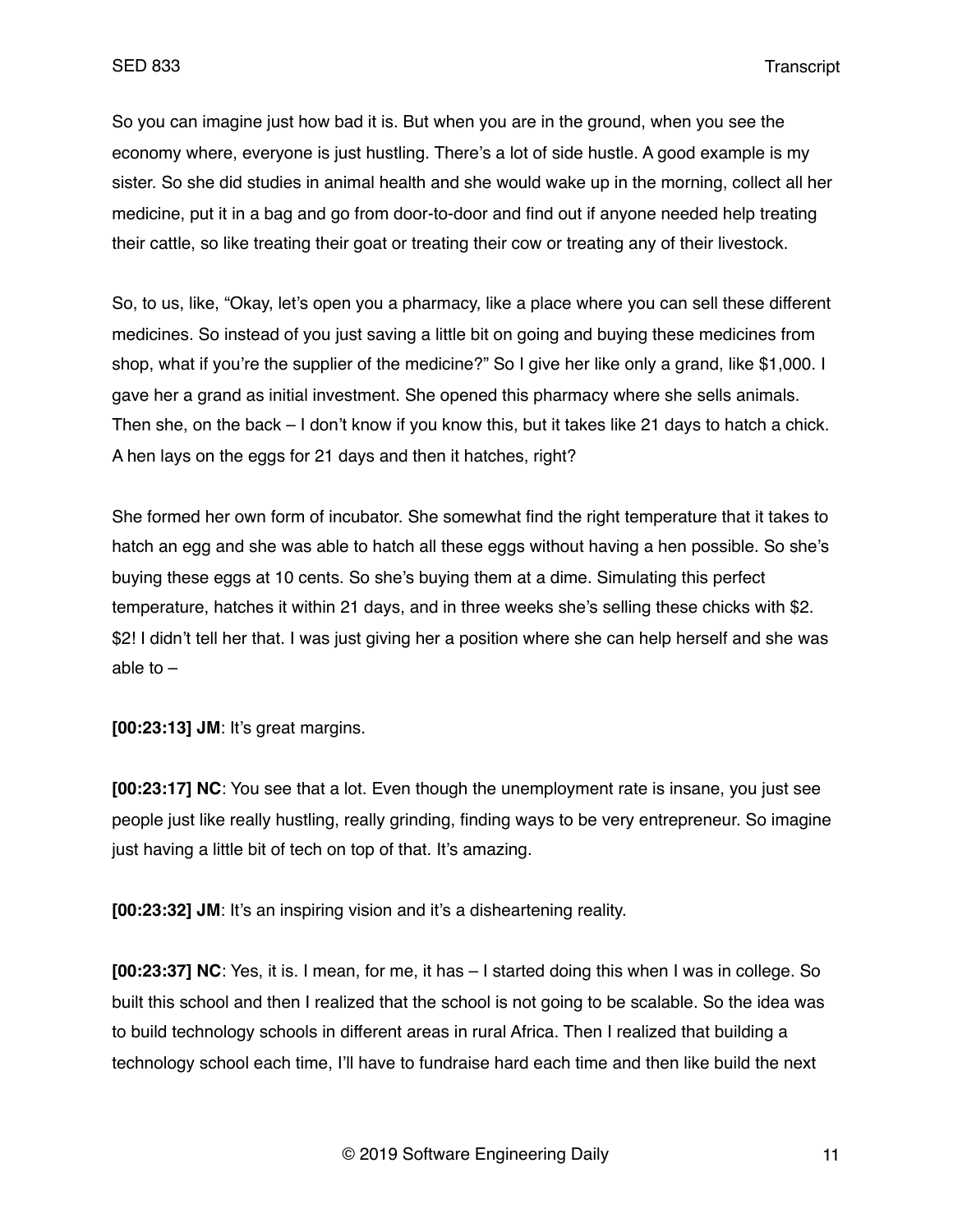So you can imagine just how bad it is. But when you are in the ground, when you see the economy where, everyone is just hustling. There's a lot of side hustle. A good example is my sister. So she did studies in animal health and she would wake up in the morning, collect all her medicine, put it in a bag and go from door-to-door and find out if anyone needed help treating their cattle, so like treating their goat or treating their cow or treating any of their livestock.

So, to us, like, "Okay, let's open you a pharmacy, like a place where you can sell these different medicines. So instead of you just saving a little bit on going and buying these medicines from shop, what if you're the supplier of the medicine?" So I give her like only a grand, like $1,000. I gave her a grand as initial investment. She opened this pharmacy where she sells animals. Then she, on the back – I don't know if you know this, but it takes like 21 days to hatch a chick. A hen lays on the eggs for 21 days and then it hatches, right?

She formed her own form of incubator. She somewhat find the right temperature that it takes to hatch an egg and she was able to hatch all these eggs without having a hen possible. So she's buying these eggs at 10 cents. So she's buying them at a dime. Simulating this perfect temperature, hatches it within 21 days, and in three weeks she's selling these chicks with $2. $2! I didn't tell her that. I was just giving her a position where she can help herself and she was able to –

**[00:23:13] JM**: It's great margins.

**[00:23:17] NC**: You see that a lot. Even though the unemployment rate is insane, you just see people just like really hustling, really grinding, finding ways to be very entrepreneur. So imagine just having a little bit of tech on top of that. It's amazing.

**[00:23:32] JM**: It's an inspiring vision and it's a disheartening reality.

**[00:23:37] NC**: Yes, it is. I mean, for me, it has – I started doing this when I was in college. So built this school and then I realized that the school is not going to be scalable. So the idea was to build technology schools in different areas in rural Africa. Then I realized that building a technology school each time, I'll have to fundraise hard each time and then like build the next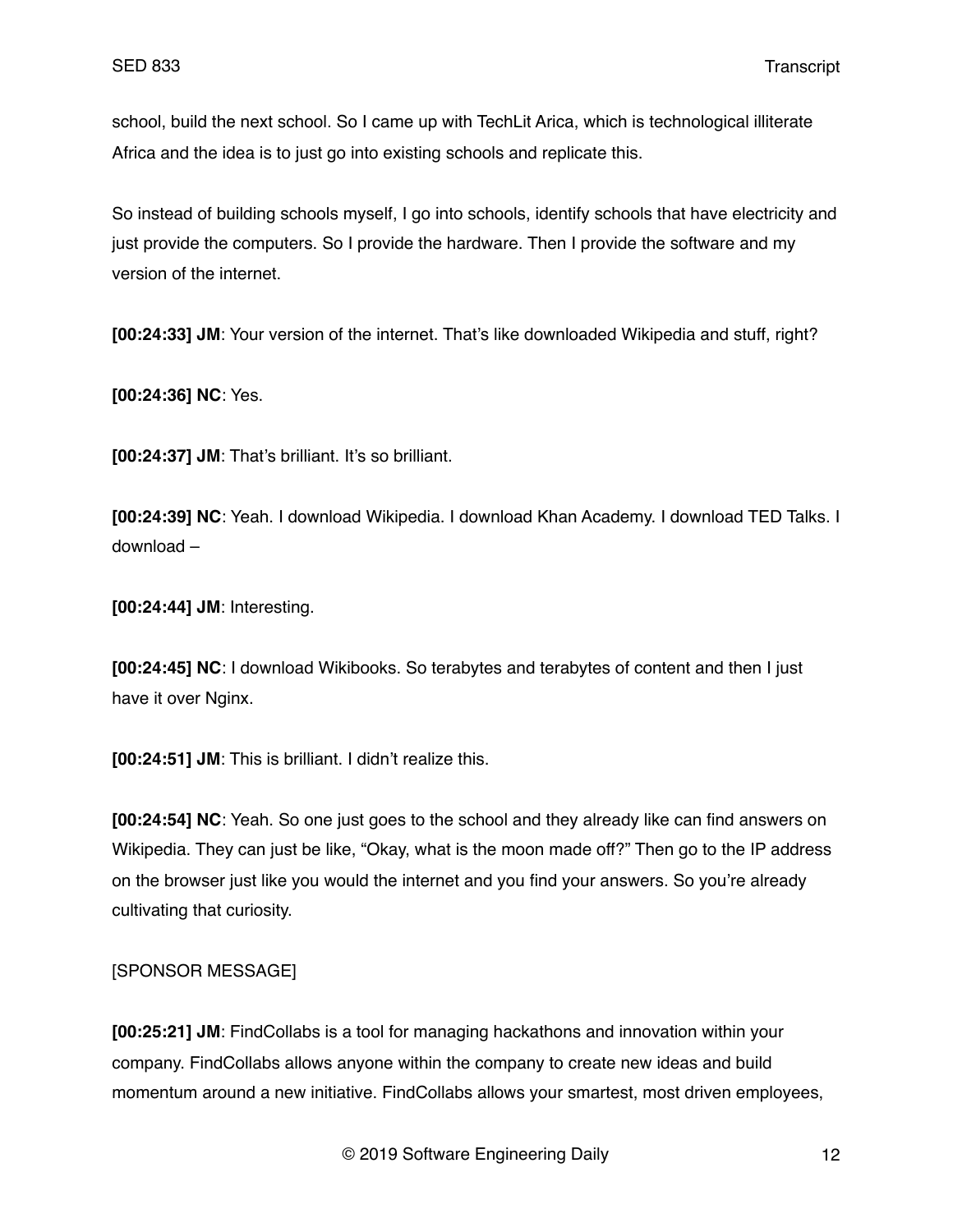school, build the next school. So I came up with TechLit Arica, which is technological illiterate Africa and the idea is to just go into existing schools and replicate this.

So instead of building schools myself, I go into schools, identify schools that have electricity and just provide the computers. So I provide the hardware. Then I provide the software and my version of the internet.

**[00:24:33] JM**: Your version of the internet. That's like downloaded Wikipedia and stuff, right?

**[00:24:36] NC**: Yes.

**[00:24:37] JM**: That's brilliant. It's so brilliant.

**[00:24:39] NC**: Yeah. I download Wikipedia. I download Khan Academy. I download TED Talks. I download –

**[00:24:44] JM**: Interesting.

**[00:24:45] NC**: I download Wikibooks. So terabytes and terabytes of content and then I just have it over Nginx.

**[00:24:51] JM**: This is brilliant. I didn't realize this.

**[00:24:54] NC**: Yeah. So one just goes to the school and they already like can find answers on Wikipedia. They can just be like, "Okay, what is the moon made off?" Then go to the IP address on the browser just like you would the internet and you find your answers. So you're already cultivating that curiosity.

[SPONSOR MESSAGE]

**[00:25:21] JM**: FindCollabs is a tool for managing hackathons and innovation within your company. FindCollabs allows anyone within the company to create new ideas and build momentum around a new initiative. FindCollabs allows your smartest, most driven employees,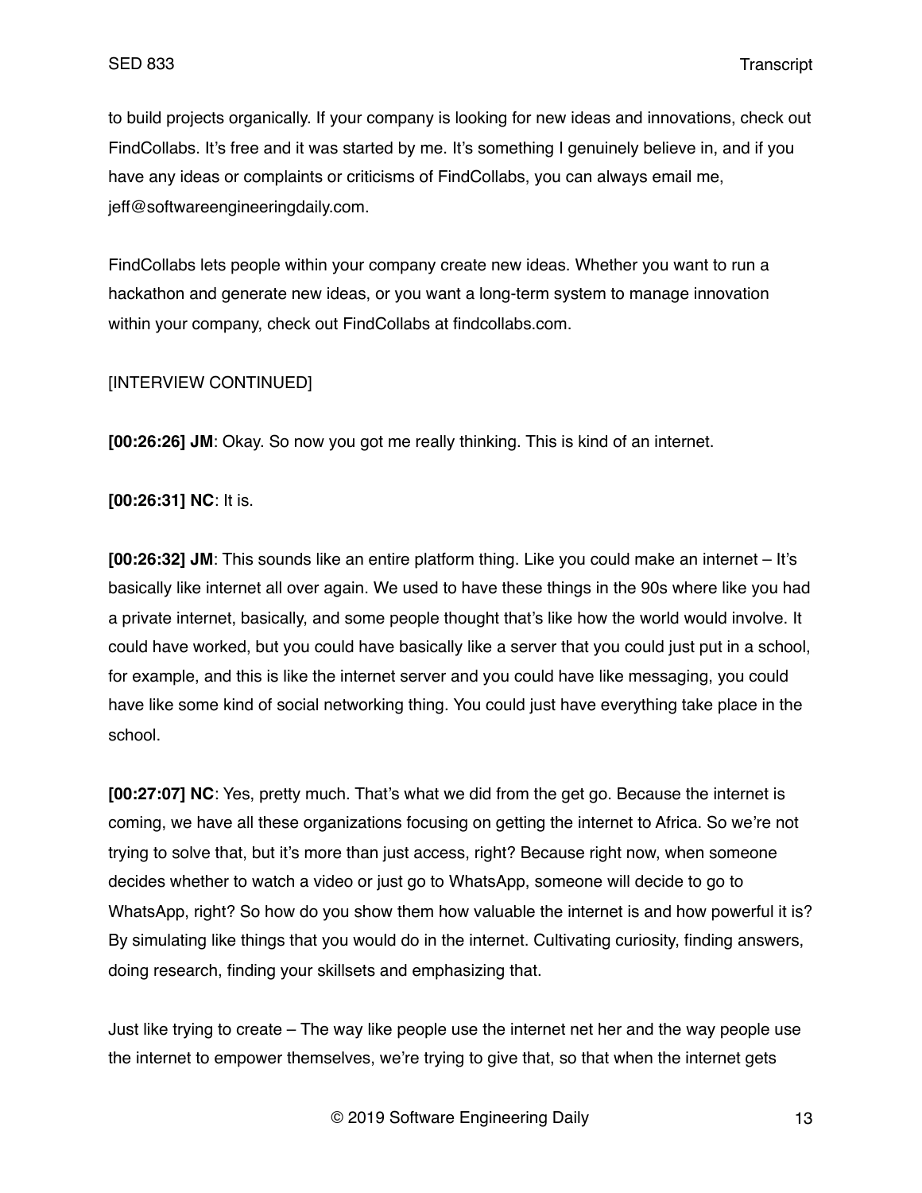to build projects organically. If your company is looking for new ideas and innovations, check out FindCollabs. It's free and it was started by me. It's something I genuinely believe in, and if you have any ideas or complaints or criticisms of FindCollabs, you can always email me, jeff@softwareengineeringdaily.com.

FindCollabs lets people within your company create new ideas. Whether you want to run a hackathon and generate new ideas, or you want a long-term system to manage innovation within your company, check out FindCollabs at findcollabs.com.

[INTERVIEW CONTINUED]

**[00:26:26] JM**: Okay. So now you got me really thinking. This is kind of an internet.

**[00:26:31] NC**: It is.

**[00:26:32] JM**: This sounds like an entire platform thing. Like you could make an internet – It's basically like internet all over again. We used to have these things in the 90s where like you had a private internet, basically, and some people thought that's like how the world would involve. It could have worked, but you could have basically like a server that you could just put in a school, for example, and this is like the internet server and you could have like messaging, you could have like some kind of social networking thing. You could just have everything take place in the school.

**[00:27:07] NC**: Yes, pretty much. That's what we did from the get go. Because the internet is coming, we have all these organizations focusing on getting the internet to Africa. So we're not trying to solve that, but it's more than just access, right? Because right now, when someone decides whether to watch a video or just go to WhatsApp, someone will decide to go to WhatsApp, right? So how do you show them how valuable the internet is and how powerful it is? By simulating like things that you would do in the internet. Cultivating curiosity, finding answers, doing research, finding your skillsets and emphasizing that.

Just like trying to create – The way like people use the internet net her and the way people use the internet to empower themselves, we're trying to give that, so that when the internet gets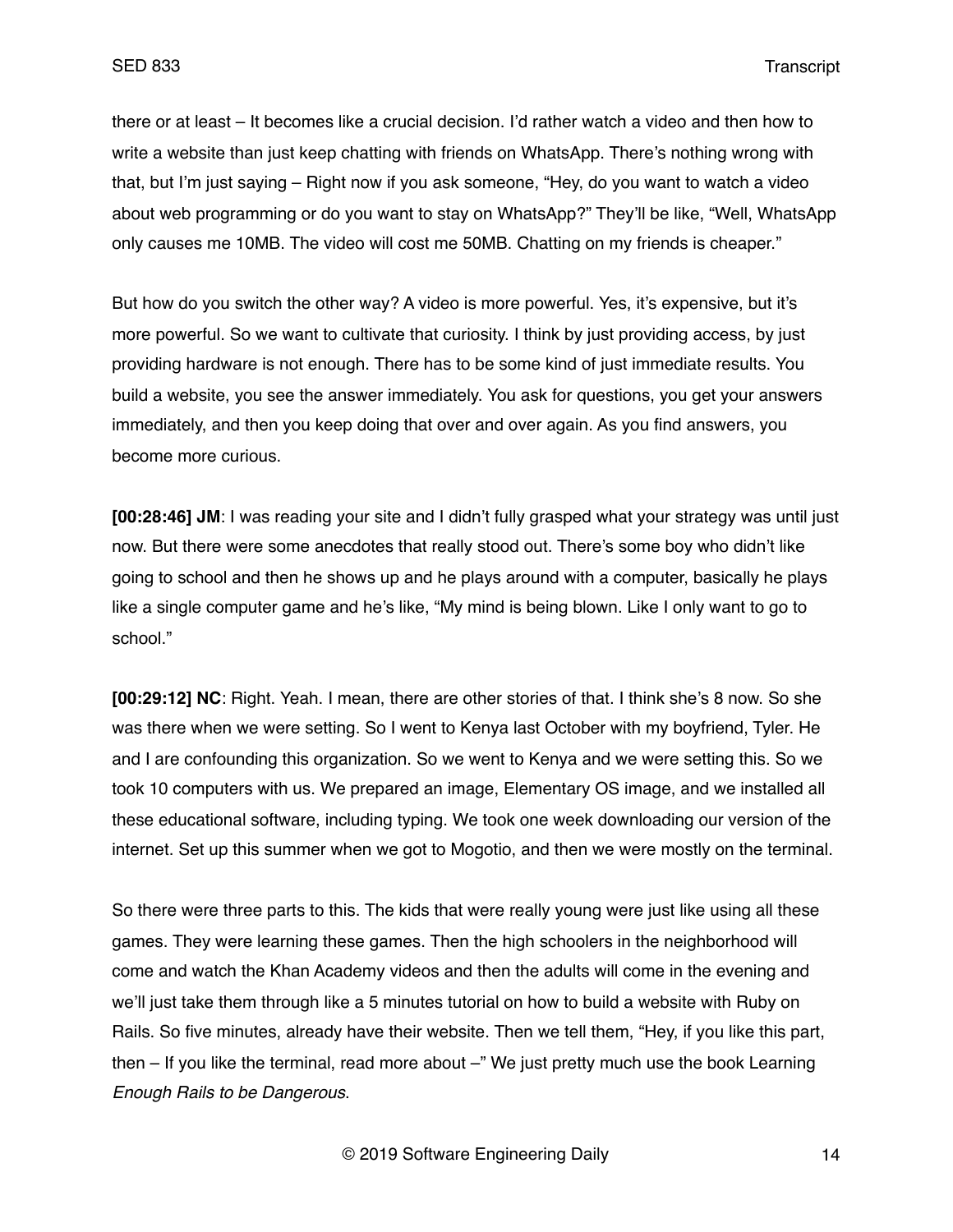there or at least – It becomes like a crucial decision. I'd rather watch a video and then how to write a website than just keep chatting with friends on WhatsApp. There's nothing wrong with that, but I'm just saying – Right now if you ask someone, "Hey, do you want to watch a video about web programming or do you want to stay on WhatsApp?" They'll be like, "Well, WhatsApp only causes me 10MB. The video will cost me 50MB. Chatting on my friends is cheaper."

But how do you switch the other way? A video is more powerful. Yes, it's expensive, but it's more powerful. So we want to cultivate that curiosity. I think by just providing access, by just providing hardware is not enough. There has to be some kind of just immediate results. You build a website, you see the answer immediately. You ask for questions, you get your answers immediately, and then you keep doing that over and over again. As you find answers, you become more curious.

**[00:28:46] JM**: I was reading your site and I didn't fully grasped what your strategy was until just now. But there were some anecdotes that really stood out. There's some boy who didn't like going to school and then he shows up and he plays around with a computer, basically he plays like a single computer game and he's like, "My mind is being blown. Like I only want to go to school."

**[00:29:12] NC**: Right. Yeah. I mean, there are other stories of that. I think she's 8 now. So she was there when we were setting. So I went to Kenya last October with my boyfriend, Tyler. He and I are confounding this organization. So we went to Kenya and we were setting this. So we took 10 computers with us. We prepared an image, Elementary OS image, and we installed all these educational software, including typing. We took one week downloading our version of the internet. Set up this summer when we got to Mogotio, and then we were mostly on the terminal.

So there were three parts to this. The kids that were really young were just like using all these games. They were learning these games. Then the high schoolers in the neighborhood will come and watch the Khan Academy videos and then the adults will come in the evening and we'll just take them through like a 5 minutes tutorial on how to build a website with Ruby on Rails. So five minutes, already have their website. Then we tell them, "Hey, if you like this part, then – If you like the terminal, read more about –" We just pretty much use the book Learning *Enough Rails to be Dangerous*.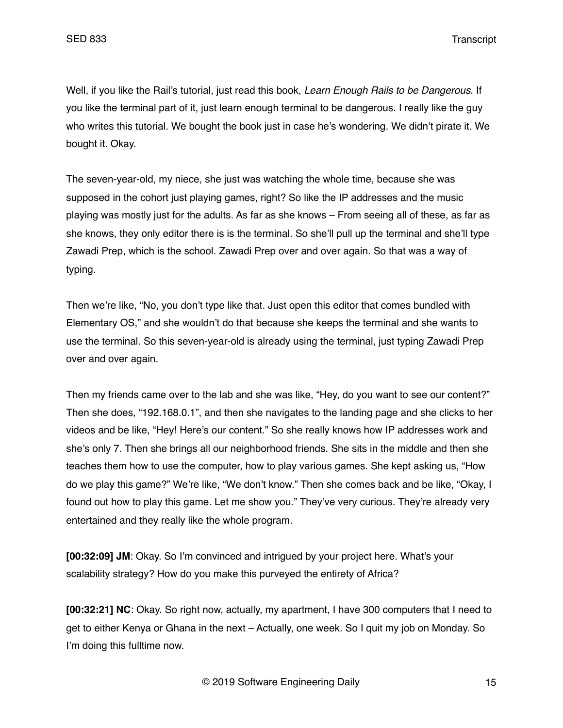Well, if you like the Rail's tutorial, just read this book, *Learn Enough Rails to be Dangerous*. If you like the terminal part of it, just learn enough terminal to be dangerous. I really like the guy who writes this tutorial. We bought the book just in case he's wondering. We didn't pirate it. We bought it. Okay.

The seven-year-old, my niece, she just was watching the whole time, because she was supposed in the cohort just playing games, right? So like the IP addresses and the music playing was mostly just for the adults. As far as she knows – From seeing all of these, as far as she knows, they only editor there is is the terminal. So she'll pull up the terminal and she'll type Zawadi Prep, which is the school. Zawadi Prep over and over again. So that was a way of typing.

Then we're like, "No, you don't type like that. Just open this editor that comes bundled with Elementary OS," and she wouldn't do that because she keeps the terminal and she wants to use the terminal. So this seven-year-old is already using the terminal, just typing Zawadi Prep over and over again.

Then my friends came over to the lab and she was like, "Hey, do you want to see our content?" Then she does, "192.168.0.1", and then she navigates to the landing page and she clicks to her videos and be like, "Hey! Here's our content." So she really knows how IP addresses work and she's only 7. Then she brings all our neighborhood friends. She sits in the middle and then she teaches them how to use the computer, how to play various games. She kept asking us, "How do we play this game?" We're like, "We don't know." Then she comes back and be like, "Okay, I found out how to play this game. Let me show you." They've very curious. They're already very entertained and they really like the whole program.

**[00:32:09] JM**: Okay. So I'm convinced and intrigued by your project here. What's your scalability strategy? How do you make this purveyed the entirety of Africa?

**[00:32:21] NC**: Okay. So right now, actually, my apartment, I have 300 computers that I need to get to either Kenya or Ghana in the next – Actually, one week. So I quit my job on Monday. So I'm doing this fulltime now.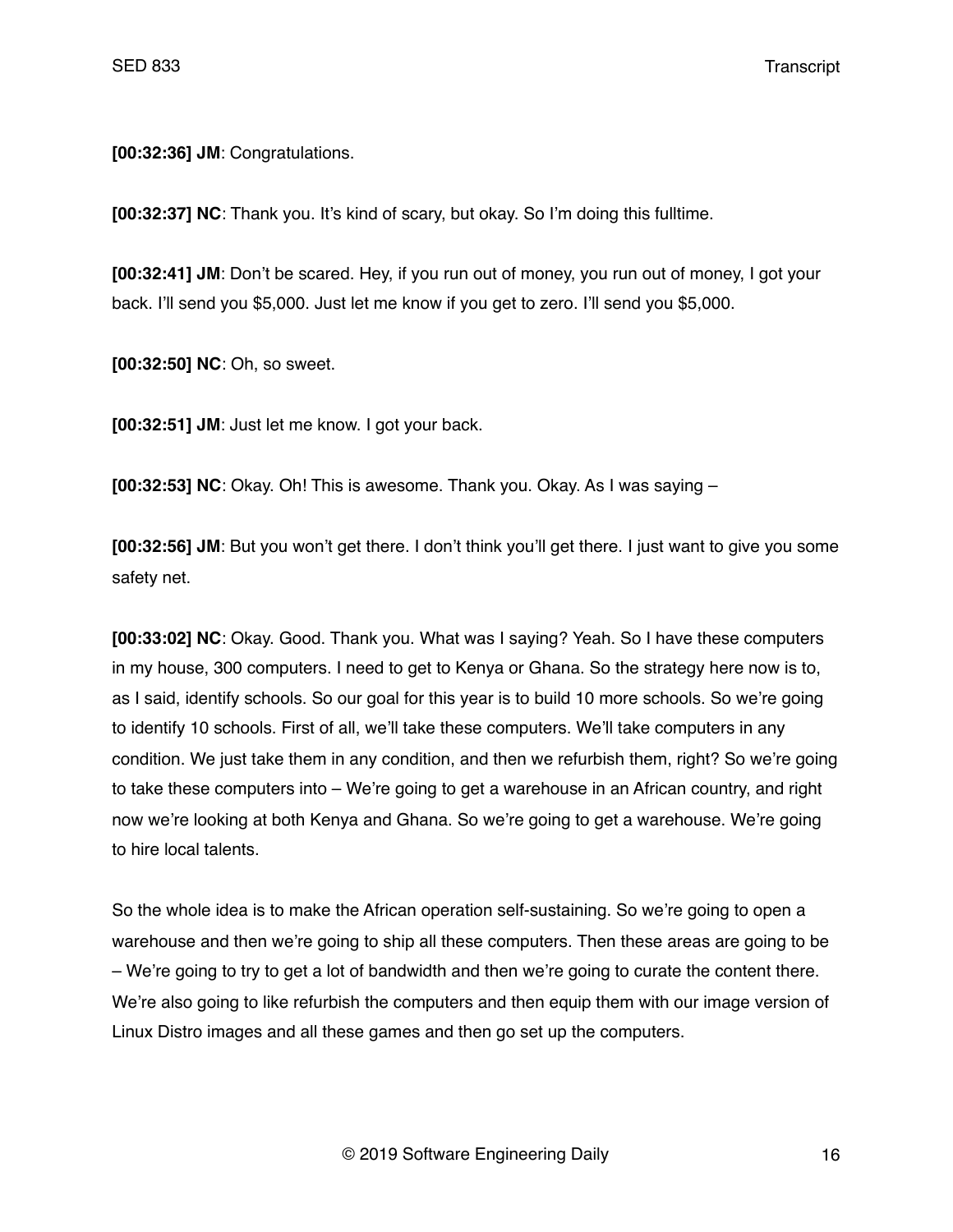**[00:32:36] JM**: Congratulations.

**[00:32:37] NC**: Thank you. It's kind of scary, but okay. So I'm doing this fulltime.

**[00:32:41] JM**: Don't be scared. Hey, if you run out of money, you run out of money, I got your back. I'll send you $5,000. Just let me know if you get to zero. I'll send you $5,000.

**[00:32:50] NC**: Oh, so sweet.

**[00:32:51] JM**: Just let me know. I got your back.

**[00:32:53] NC**: Okay. Oh! This is awesome. Thank you. Okay. As I was saying –

**[00:32:56] JM**: But you won't get there. I don't think you'll get there. I just want to give you some safety net.

**[00:33:02] NC**: Okay. Good. Thank you. What was I saying? Yeah. So I have these computers in my house, 300 computers. I need to get to Kenya or Ghana. So the strategy here now is to, as I said, identify schools. So our goal for this year is to build 10 more schools. So we're going to identify 10 schools. First of all, we'll take these computers. We'll take computers in any condition. We just take them in any condition, and then we refurbish them, right? So we're going to take these computers into – We're going to get a warehouse in an African country, and right now we're looking at both Kenya and Ghana. So we're going to get a warehouse. We're going to hire local talents.

So the whole idea is to make the African operation self-sustaining. So we're going to open a warehouse and then we're going to ship all these computers. Then these areas are going to be – We're going to try to get a lot of bandwidth and then we're going to curate the content there. We're also going to like refurbish the computers and then equip them with our image version of Linux Distro images and all these games and then go set up the computers.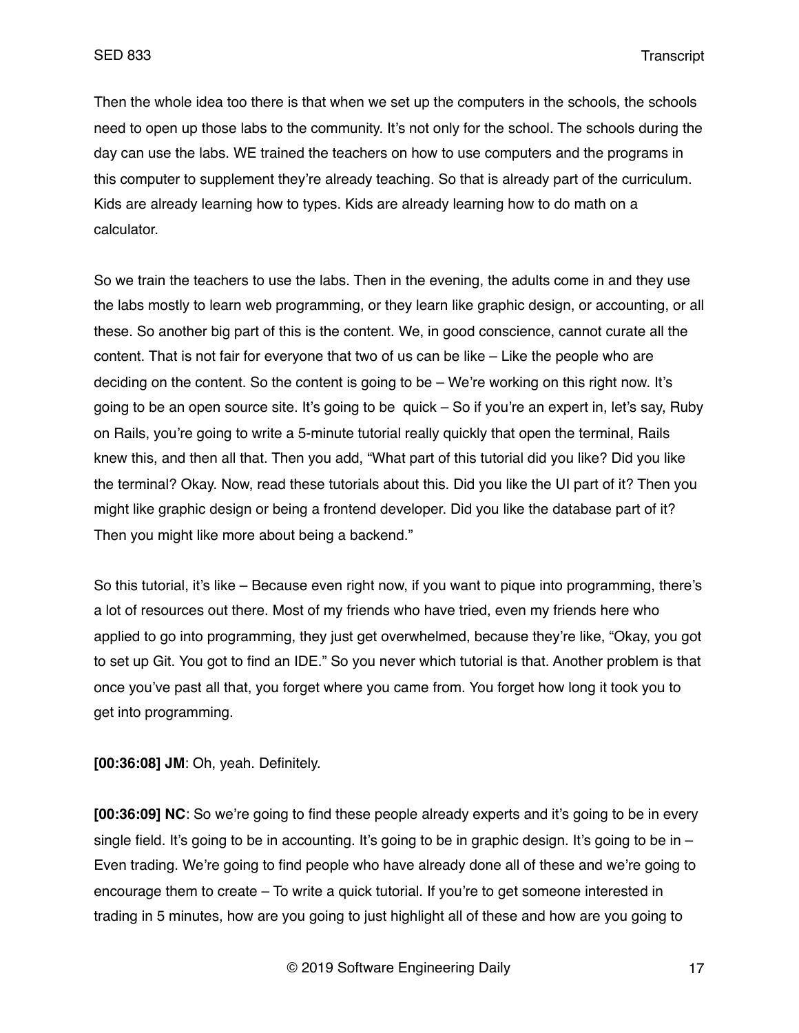Then the whole idea too there is that when we set up the computers in the schools, the schools need to open up those labs to the community. It's not only for the school. The schools during the day can use the labs. WE trained the teachers on how to use computers and the programs in this computer to supplement they're already teaching. So that is already part of the curriculum. Kids are already learning how to types. Kids are already learning how to do math on a calculator.

So we train the teachers to use the labs. Then in the evening, the adults come in and they use the labs mostly to learn web programming, or they learn like graphic design, or accounting, or all these. So another big part of this is the content. We, in good conscience, cannot curate all the content. That is not fair for everyone that two of us can be like – Like the people who are deciding on the content. So the content is going to be – We're working on this right now. It's going to be an open source site. It's going to be quick – So if you're an expert in, let's say, Ruby on Rails, you're going to write a 5-minute tutorial really quickly that open the terminal, Rails knew this, and then all that. Then you add, "What part of this tutorial did you like? Did you like the terminal? Okay. Now, read these tutorials about this. Did you like the UI part of it? Then you might like graphic design or being a frontend developer. Did you like the database part of it? Then you might like more about being a backend."

So this tutorial, it's like – Because even right now, if you want to pique into programming, there's a lot of resources out there. Most of my friends who have tried, even my friends here who applied to go into programming, they just get overwhelmed, because they're like, "Okay, you got to set up Git. You got to find an IDE." So you never which tutorial is that. Another problem is that once you've past all that, you forget where you came from. You forget how long it took you to get into programming.

**[00:36:08] JM**: Oh, yeah. Definitely.

**[00:36:09] NC**: So we're going to find these people already experts and it's going to be in every single field. It's going to be in accounting. It's going to be in graphic design. It's going to be in – Even trading. We're going to find people who have already done all of these and we're going to encourage them to create – To write a quick tutorial. If you're to get someone interested in trading in 5 minutes, how are you going to just highlight all of these and how are you going to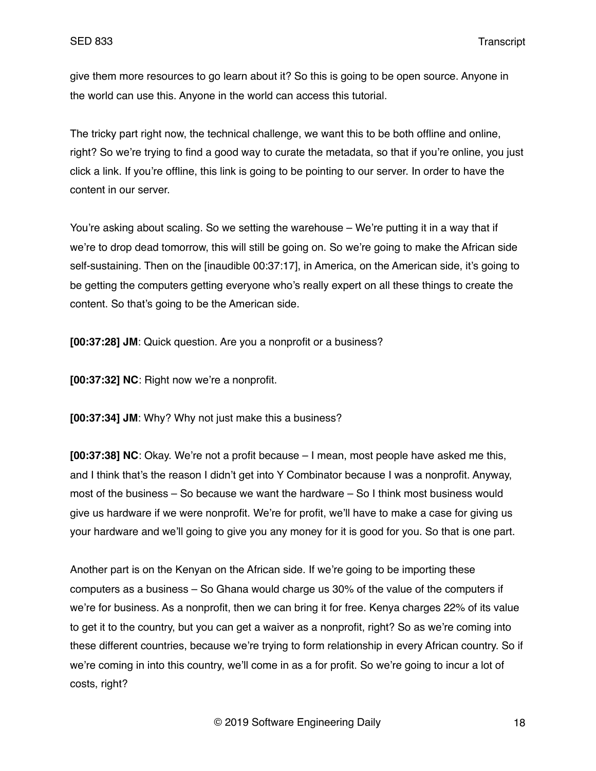give them more resources to go learn about it? So this is going to be open source. Anyone in the world can use this. Anyone in the world can access this tutorial.

The tricky part right now, the technical challenge, we want this to be both offline and online, right? So we're trying to find a good way to curate the metadata, so that if you're online, you just click a link. If you're offline, this link is going to be pointing to our server. In order to have the content in our server.

You're asking about scaling. So we setting the warehouse – We're putting it in a way that if we're to drop dead tomorrow, this will still be going on. So we're going to make the African side self-sustaining. Then on the [inaudible 00:37:17], in America, on the American side, it's going to be getting the computers getting everyone who's really expert on all these things to create the content. So that's going to be the American side.

**[00:37:28] JM**: Quick question. Are you a nonprofit or a business?

**[00:37:32] NC**: Right now we're a nonprofit.

**[00:37:34] JM**: Why? Why not just make this a business?

**[00:37:38] NC**: Okay. We're not a profit because – I mean, most people have asked me this, and I think that's the reason I didn't get into Y Combinator because I was a nonprofit. Anyway, most of the business – So because we want the hardware – So I think most business would give us hardware if we were nonprofit. We're for profit, we'll have to make a case for giving us your hardware and we'll going to give you any money for it is good for you. So that is one part.

Another part is on the Kenyan on the African side. If we're going to be importing these computers as a business – So Ghana would charge us 30% of the value of the computers if we're for business. As a nonprofit, then we can bring it for free. Kenya charges 22% of its value to get it to the country, but you can get a waiver as a nonprofit, right? So as we're coming into these different countries, because we're trying to form relationship in every African country. So if we're coming in into this country, we'll come in as a for profit. So we're going to incur a lot of costs, right?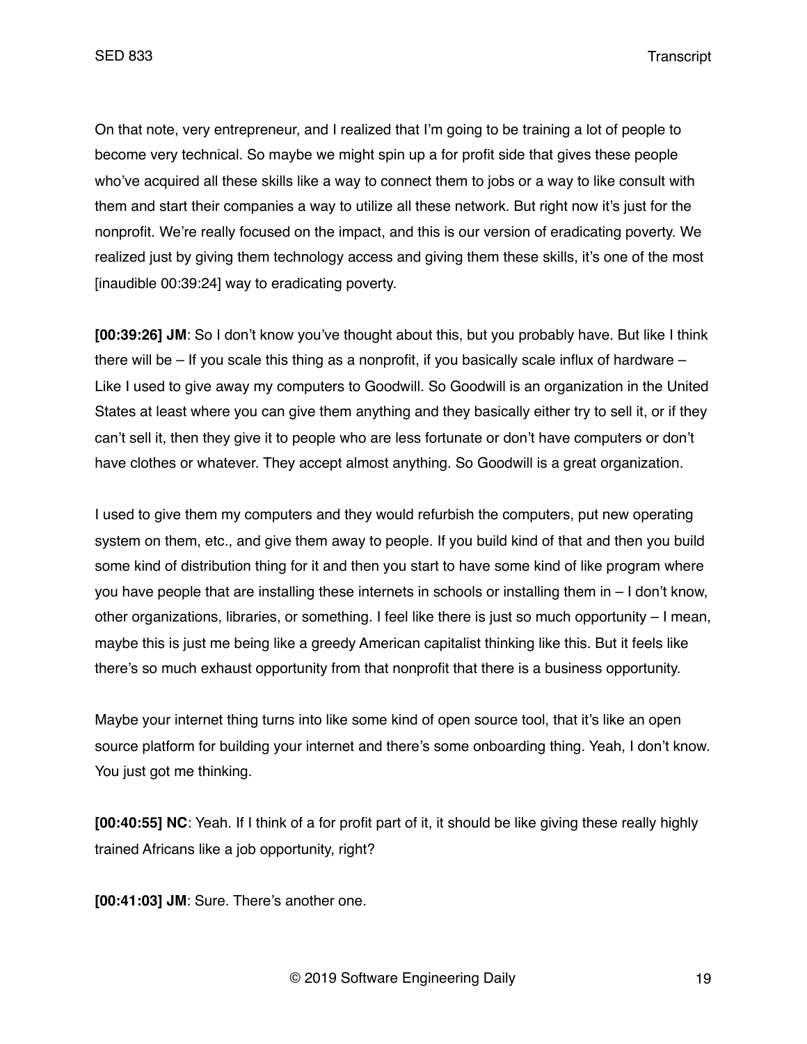On that note, very entrepreneur, and I realized that I'm going to be training a lot of people to become very technical. So maybe we might spin up a for profit side that gives these people who've acquired all these skills like a way to connect them to jobs or a way to like consult with them and start their companies a way to utilize all these network. But right now it's just for the nonprofit. We're really focused on the impact, and this is our version of eradicating poverty. We realized just by giving them technology access and giving them these skills, it's one of the most [inaudible 00:39:24] way to eradicating poverty.

**[00:39:26] JM**: So I don't know you've thought about this, but you probably have. But like I think there will be – If you scale this thing as a nonprofit, if you basically scale influx of hardware – Like I used to give away my computers to Goodwill. So Goodwill is an organization in the United States at least where you can give them anything and they basically either try to sell it, or if they can't sell it, then they give it to people who are less fortunate or don't have computers or don't have clothes or whatever. They accept almost anything. So Goodwill is a great organization.

I used to give them my computers and they would refurbish the computers, put new operating system on them, etc., and give them away to people. If you build kind of that and then you build some kind of distribution thing for it and then you start to have some kind of like program where you have people that are installing these internets in schools or installing them in – I don't know, other organizations, libraries, or something. I feel like there is just so much opportunity – I mean, maybe this is just me being like a greedy American capitalist thinking like this. But it feels like there's so much exhaust opportunity from that nonprofit that there is a business opportunity.

Maybe your internet thing turns into like some kind of open source tool, that it's like an open source platform for building your internet and there's some onboarding thing. Yeah, I don't know. You just got me thinking.

**[00:40:55] NC**: Yeah. If I think of a for profit part of it, it should be like giving these really highly trained Africans like a job opportunity, right?

**[00:41:03] JM**: Sure. There's another one.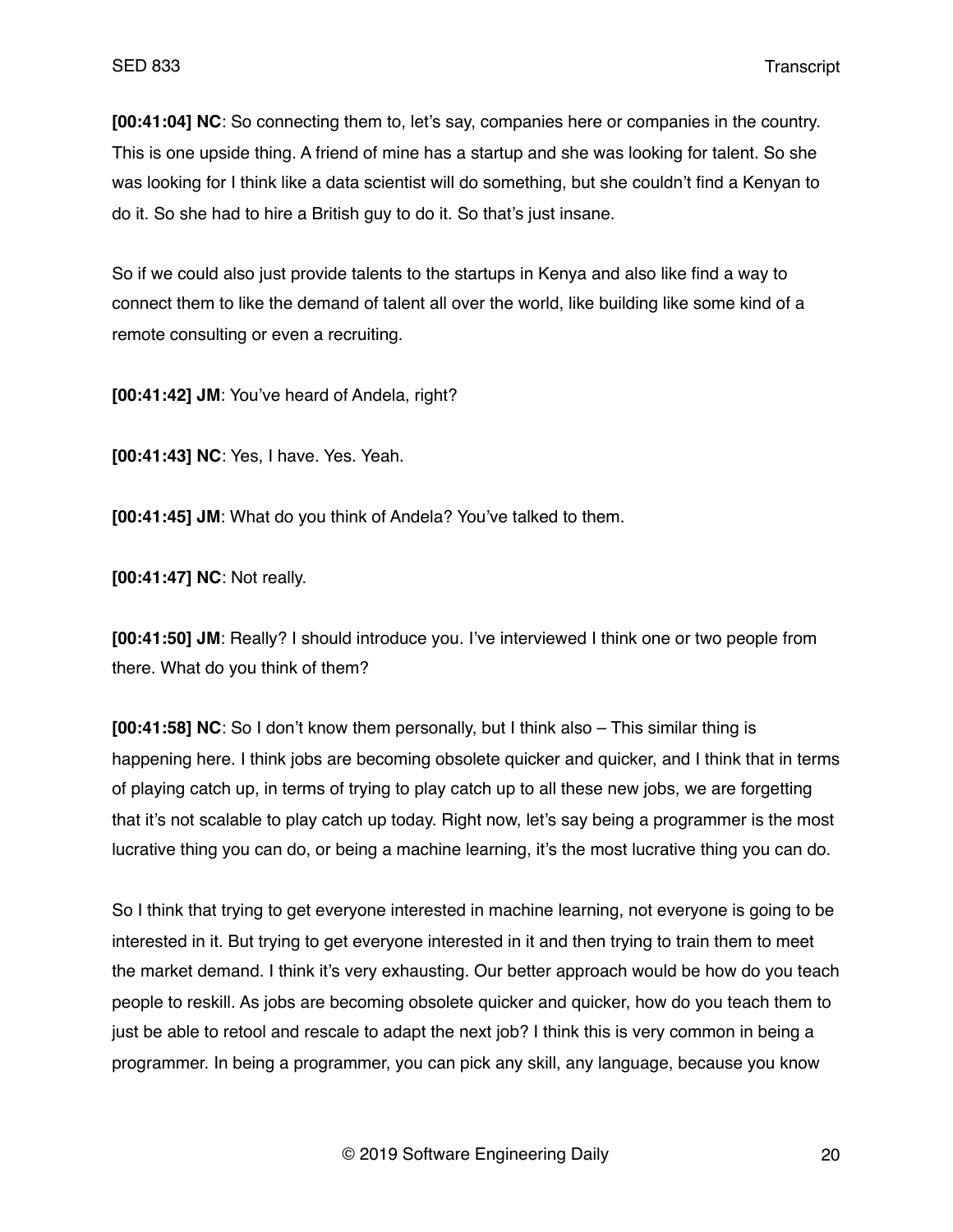**[00:41:04] NC**: So connecting them to, let's say, companies here or companies in the country. This is one upside thing. A friend of mine has a startup and she was looking for talent. So she was looking for I think like a data scientist will do something, but she couldn't find a Kenyan to do it. So she had to hire a British guy to do it. So that's just insane.

So if we could also just provide talents to the startups in Kenya and also like find a way to connect them to like the demand of talent all over the world, like building like some kind of a remote consulting or even a recruiting.

**[00:41:42] JM**: You've heard of Andela, right?

**[00:41:43] NC**: Yes, I have. Yes. Yeah.

**[00:41:45] JM**: What do you think of Andela? You've talked to them.

**[00:41:47] NC**: Not really.

**[00:41:50] JM**: Really? I should introduce you. I've interviewed I think one or two people from there. What do you think of them?

**[00:41:58] NC**: So I don't know them personally, but I think also – This similar thing is happening here. I think jobs are becoming obsolete quicker and quicker, and I think that in terms of playing catch up, in terms of trying to play catch up to all these new jobs, we are forgetting that it's not scalable to play catch up today. Right now, let's say being a programmer is the most lucrative thing you can do, or being a machine learning, it's the most lucrative thing you can do.

So I think that trying to get everyone interested in machine learning, not everyone is going to be interested in it. But trying to get everyone interested in it and then trying to train them to meet the market demand. I think it's very exhausting. Our better approach would be how do you teach people to reskill. As jobs are becoming obsolete quicker and quicker, how do you teach them to just be able to retool and rescale to adapt the next job? I think this is very common in being a programmer. In being a programmer, you can pick any skill, any language, because you know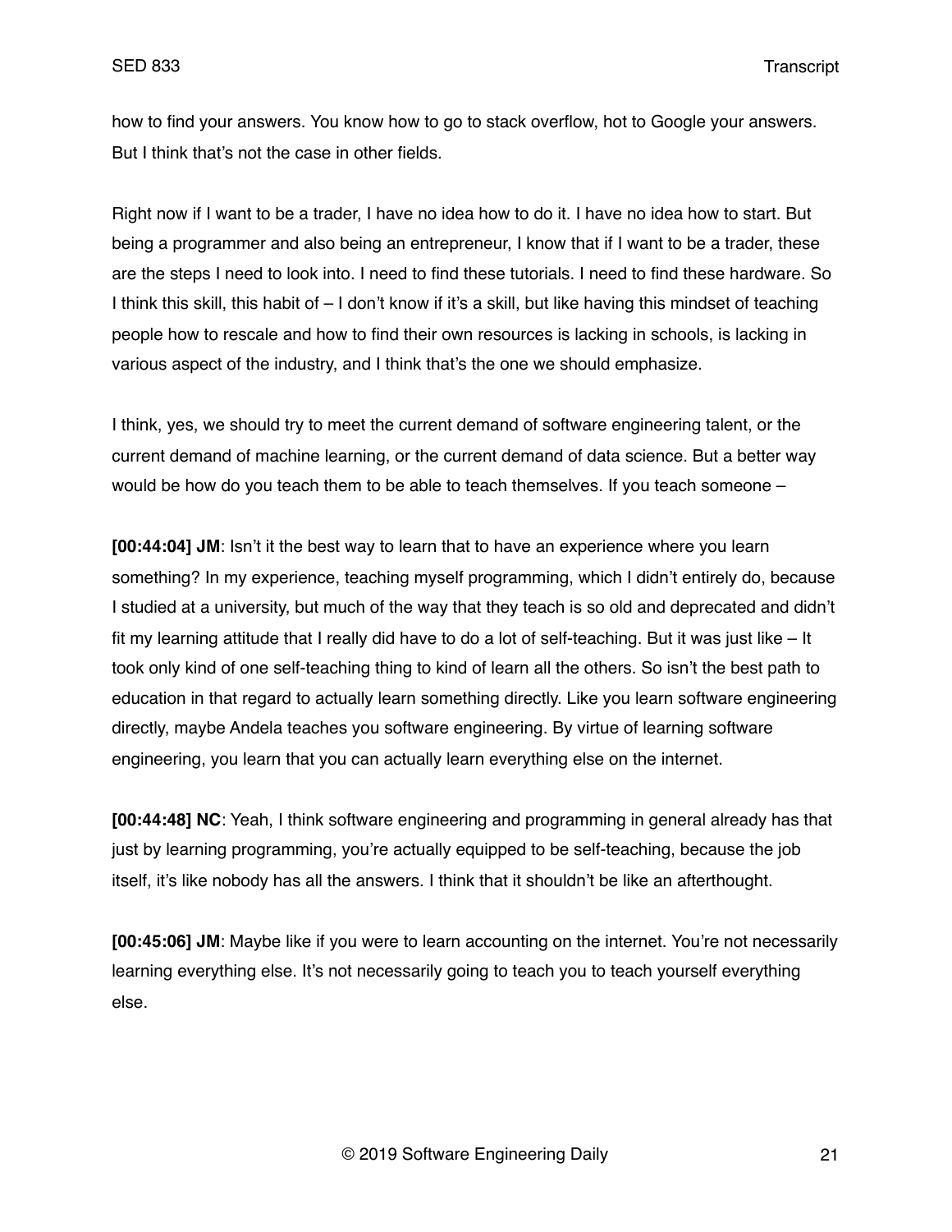how to find your answers. You know how to go to stack overflow, hot to Google your answers. But I think that's not the case in other fields.

Right now if I want to be a trader, I have no idea how to do it. I have no idea how to start. But being a programmer and also being an entrepreneur, I know that if I want to be a trader, these are the steps I need to look into. I need to find these tutorials. I need to find these hardware. So I think this skill, this habit of – I don't know if it's a skill, but like having this mindset of teaching people how to rescale and how to find their own resources is lacking in schools, is lacking in various aspect of the industry, and I think that's the one we should emphasize.

I think, yes, we should try to meet the current demand of software engineering talent, or the current demand of machine learning, or the current demand of data science. But a better way would be how do you teach them to be able to teach themselves. If you teach someone –

**[00:44:04] JM**: Isn't it the best way to learn that to have an experience where you learn something? In my experience, teaching myself programming, which I didn't entirely do, because I studied at a university, but much of the way that they teach is so old and deprecated and didn't fit my learning attitude that I really did have to do a lot of self-teaching. But it was just like – It took only kind of one self-teaching thing to kind of learn all the others. So isn't the best path to education in that regard to actually learn something directly. Like you learn software engineering directly, maybe Andela teaches you software engineering. By virtue of learning software engineering, you learn that you can actually learn everything else on the internet.

**[00:44:48] NC**: Yeah, I think software engineering and programming in general already has that just by learning programming, you're actually equipped to be self-teaching, because the job itself, it's like nobody has all the answers. I think that it shouldn't be like an afterthought.

**[00:45:06] JM**: Maybe like if you were to learn accounting on the internet. You're not necessarily learning everything else. It's not necessarily going to teach you to teach yourself everything else.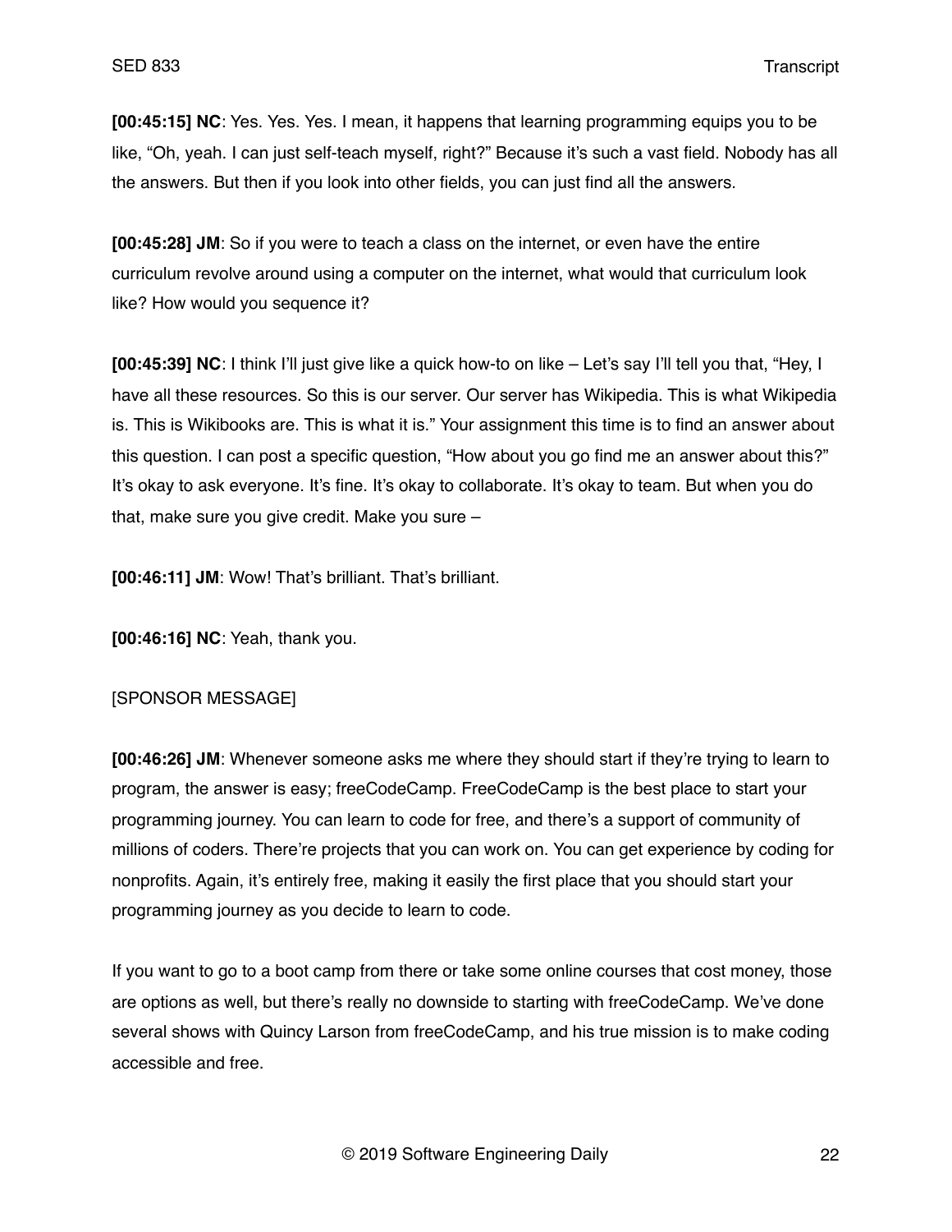**[00:45:15] NC**: Yes. Yes. Yes. I mean, it happens that learning programming equips you to be like, "Oh, yeah. I can just self-teach myself, right?" Because it's such a vast field. Nobody has all the answers. But then if you look into other fields, you can just find all the answers.

**[00:45:28] JM**: So if you were to teach a class on the internet, or even have the entire curriculum revolve around using a computer on the internet, what would that curriculum look like? How would you sequence it?

**[00:45:39] NC**: I think I'll just give like a quick how-to on like – Let's say I'll tell you that, "Hey, I have all these resources. So this is our server. Our server has Wikipedia. This is what Wikipedia is. This is Wikibooks are. This is what it is." Your assignment this time is to find an answer about this question. I can post a specific question, "How about you go find me an answer about this?" It's okay to ask everyone. It's fine. It's okay to collaborate. It's okay to team. But when you do that, make sure you give credit. Make you sure –

**[00:46:11] JM**: Wow! That's brilliant. That's brilliant.

**[00:46:16] NC**: Yeah, thank you.

[SPONSOR MESSAGE]

**[00:46:26] JM**: Whenever someone asks me where they should start if they're trying to learn to program, the answer is easy; freeCodeCamp. FreeCodeCamp is the best place to start your programming journey. You can learn to code for free, and there's a support of community of millions of coders. There're projects that you can work on. You can get experience by coding for nonprofits. Again, it's entirely free, making it easily the first place that you should start your programming journey as you decide to learn to code.

If you want to go to a boot camp from there or take some online courses that cost money, those are options as well, but there's really no downside to starting with freeCodeCamp. We've done several shows with Quincy Larson from freeCodeCamp, and his true mission is to make coding accessible and free.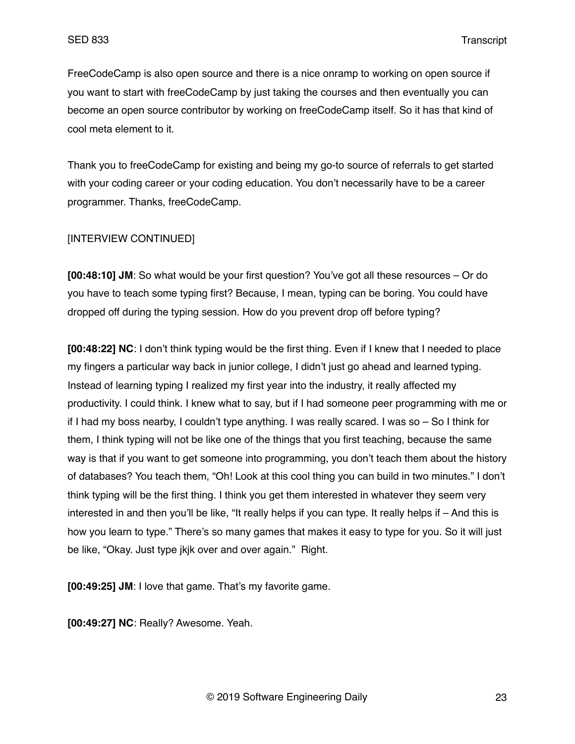FreeCodeCamp is also open source and there is a nice onramp to working on open source if you want to start with freeCodeCamp by just taking the courses and then eventually you can become an open source contributor by working on freeCodeCamp itself. So it has that kind of cool meta element to it.

Thank you to freeCodeCamp for existing and being my go-to source of referrals to get started with your coding career or your coding education. You don't necessarily have to be a career programmer. Thanks, freeCodeCamp.

[INTERVIEW CONTINUED]

**[00:48:10] JM**: So what would be your first question? You've got all these resources – Or do you have to teach some typing first? Because, I mean, typing can be boring. You could have dropped off during the typing session. How do you prevent drop off before typing?

**[00:48:22] NC**: I don't think typing would be the first thing. Even if I knew that I needed to place my fingers a particular way back in junior college, I didn't just go ahead and learned typing. Instead of learning typing I realized my first year into the industry, it really affected my productivity. I could think. I knew what to say, but if I had someone peer programming with me or if I had my boss nearby, I couldn't type anything. I was really scared. I was so – So I think for them, I think typing will not be like one of the things that you first teaching, because the same way is that if you want to get someone into programming, you don't teach them about the history of databases? You teach them, "Oh! Look at this cool thing you can build in two minutes." I don't think typing will be the first thing. I think you get them interested in whatever they seem very interested in and then you'll be like, "It really helps if you can type. It really helps if – And this is how you learn to type." There's so many games that makes it easy to type for you. So it will just be like, "Okay. Just type jkjk over and over again." Right.

**[00:49:25] JM**: I love that game. That's my favorite game.

**[00:49:27] NC**: Really? Awesome. Yeah.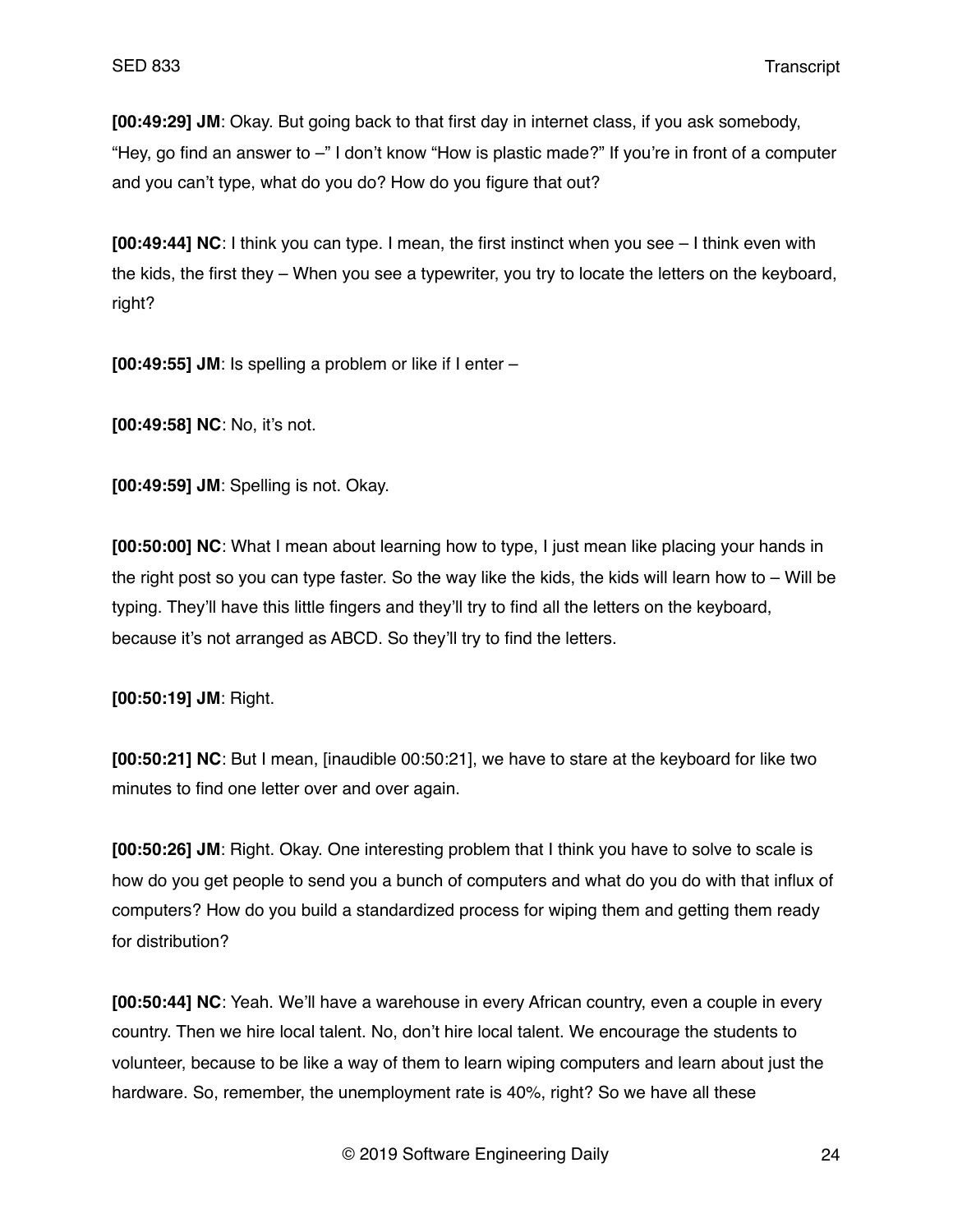**[00:49:29] JM**: Okay. But going back to that first day in internet class, if you ask somebody, "Hey, go find an answer to –" I don't know "How is plastic made?" If you're in front of a computer and you can't type, what do you do? How do you figure that out?

**[00:49:44] NC**: I think you can type. I mean, the first instinct when you see – I think even with the kids, the first they – When you see a typewriter, you try to locate the letters on the keyboard, right?

**[00:49:55] JM**: Is spelling a problem or like if I enter –

**[00:49:58] NC**: No, it's not.

**[00:49:59] JM**: Spelling is not. Okay.

**[00:50:00] NC**: What I mean about learning how to type, I just mean like placing your hands in the right post so you can type faster. So the way like the kids, the kids will learn how to – Will be typing. They'll have this little fingers and they'll try to find all the letters on the keyboard, because it's not arranged as ABCD. So they'll try to find the letters.

**[00:50:19] JM**: Right.

**[00:50:21] NC**: But I mean, [inaudible 00:50:21], we have to stare at the keyboard for like two minutes to find one letter over and over again.

**[00:50:26] JM**: Right. Okay. One interesting problem that I think you have to solve to scale is how do you get people to send you a bunch of computers and what do you do with that influx of computers? How do you build a standardized process for wiping them and getting them ready for distribution?

**[00:50:44] NC**: Yeah. We'll have a warehouse in every African country, even a couple in every country. Then we hire local talent. No, don't hire local talent. We encourage the students to volunteer, because to be like a way of them to learn wiping computers and learn about just the hardware. So, remember, the unemployment rate is 40%, right? So we have all these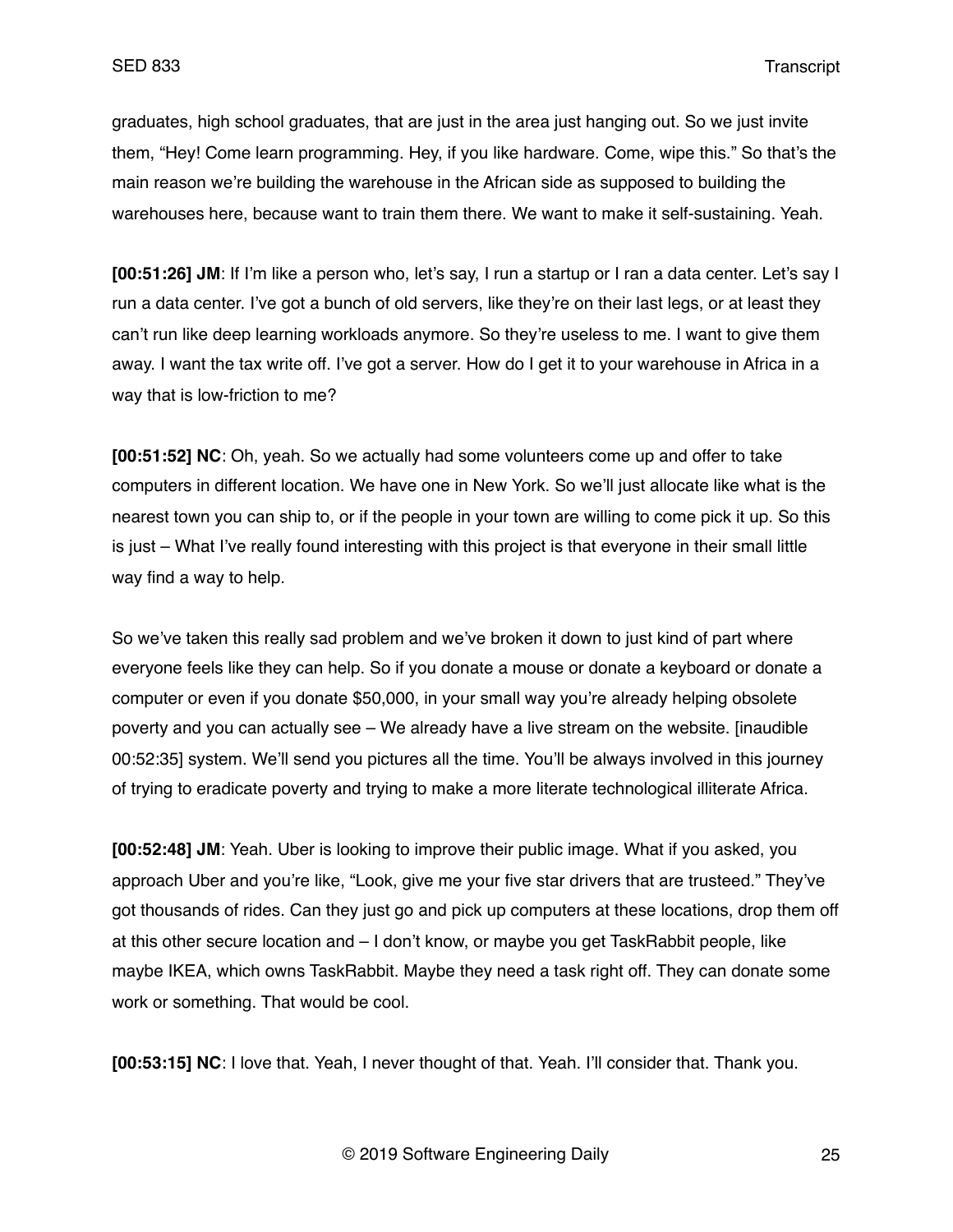graduates, high school graduates, that are just in the area just hanging out. So we just invite them, "Hey! Come learn programming. Hey, if you like hardware. Come, wipe this." So that's the main reason we're building the warehouse in the African side as supposed to building the warehouses here, because want to train them there. We want to make it self-sustaining. Yeah.

**[00:51:26] JM**: If I'm like a person who, let's say, I run a startup or I ran a data center. Let's say I run a data center. I've got a bunch of old servers, like they're on their last legs, or at least they can't run like deep learning workloads anymore. So they're useless to me. I want to give them away. I want the tax write off. I've got a server. How do I get it to your warehouse in Africa in a way that is low-friction to me?

**[00:51:52] NC**: Oh, yeah. So we actually had some volunteers come up and offer to take computers in different location. We have one in New York. So we'll just allocate like what is the nearest town you can ship to, or if the people in your town are willing to come pick it up. So this is just – What I've really found interesting with this project is that everyone in their small little way find a way to help.

So we've taken this really sad problem and we've broken it down to just kind of part where everyone feels like they can help. So if you donate a mouse or donate a keyboard or donate a computer or even if you donate $50,000, in your small way you're already helping obsolete poverty and you can actually see – We already have a live stream on the website. [inaudible 00:52:35] system. We'll send you pictures all the time. You'll be always involved in this journey of trying to eradicate poverty and trying to make a more literate technological illiterate Africa.

**[00:52:48] JM**: Yeah. Uber is looking to improve their public image. What if you asked, you approach Uber and you're like, "Look, give me your five star drivers that are trusteed." They've got thousands of rides. Can they just go and pick up computers at these locations, drop them off at this other secure location and – I don't know, or maybe you get TaskRabbit people, like maybe IKEA, which owns TaskRabbit. Maybe they need a task right off. They can donate some work or something. That would be cool.

**[00:53:15] NC**: I love that. Yeah, I never thought of that. Yeah. I'll consider that. Thank you.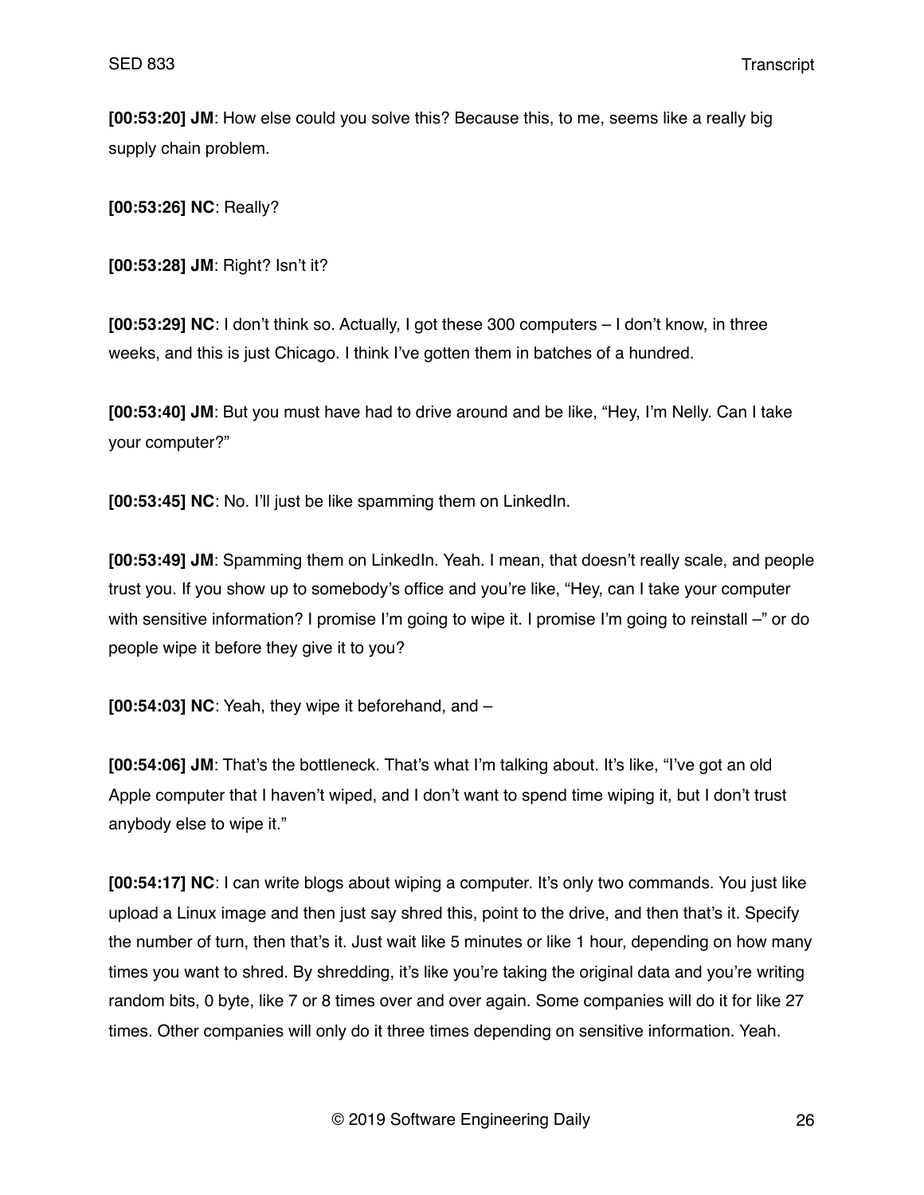**[00:53:20] JM**: How else could you solve this? Because this, to me, seems like a really big supply chain problem.

**[00:53:26] NC**: Really?

**[00:53:28] JM**: Right? Isn't it?

**[00:53:29] NC**: I don't think so. Actually, I got these 300 computers – I don't know, in three weeks, and this is just Chicago. I think I've gotten them in batches of a hundred.

**[00:53:40] JM**: But you must have had to drive around and be like, "Hey, I'm Nelly. Can I take your computer?"

**[00:53:45] NC**: No. I'll just be like spamming them on LinkedIn.

**[00:53:49] JM**: Spamming them on LinkedIn. Yeah. I mean, that doesn't really scale, and people trust you. If you show up to somebody's office and you're like, "Hey, can I take your computer with sensitive information? I promise I'm going to wipe it. I promise I'm going to reinstall –" or do people wipe it before they give it to you?

**[00:54:03] NC**: Yeah, they wipe it beforehand, and –

**[00:54:06] JM**: That's the bottleneck. That's what I'm talking about. It's like, "I've got an old Apple computer that I haven't wiped, and I don't want to spend time wiping it, but I don't trust anybody else to wipe it."

**[00:54:17] NC**: I can write blogs about wiping a computer. It's only two commands. You just like upload a Linux image and then just say shred this, point to the drive, and then that's it. Specify the number of turn, then that's it. Just wait like 5 minutes or like 1 hour, depending on how many times you want to shred. By shredding, it's like you're taking the original data and you're writing random bits, 0 byte, like 7 or 8 times over and over again. Some companies will do it for like 27 times. Other companies will only do it three times depending on sensitive information. Yeah.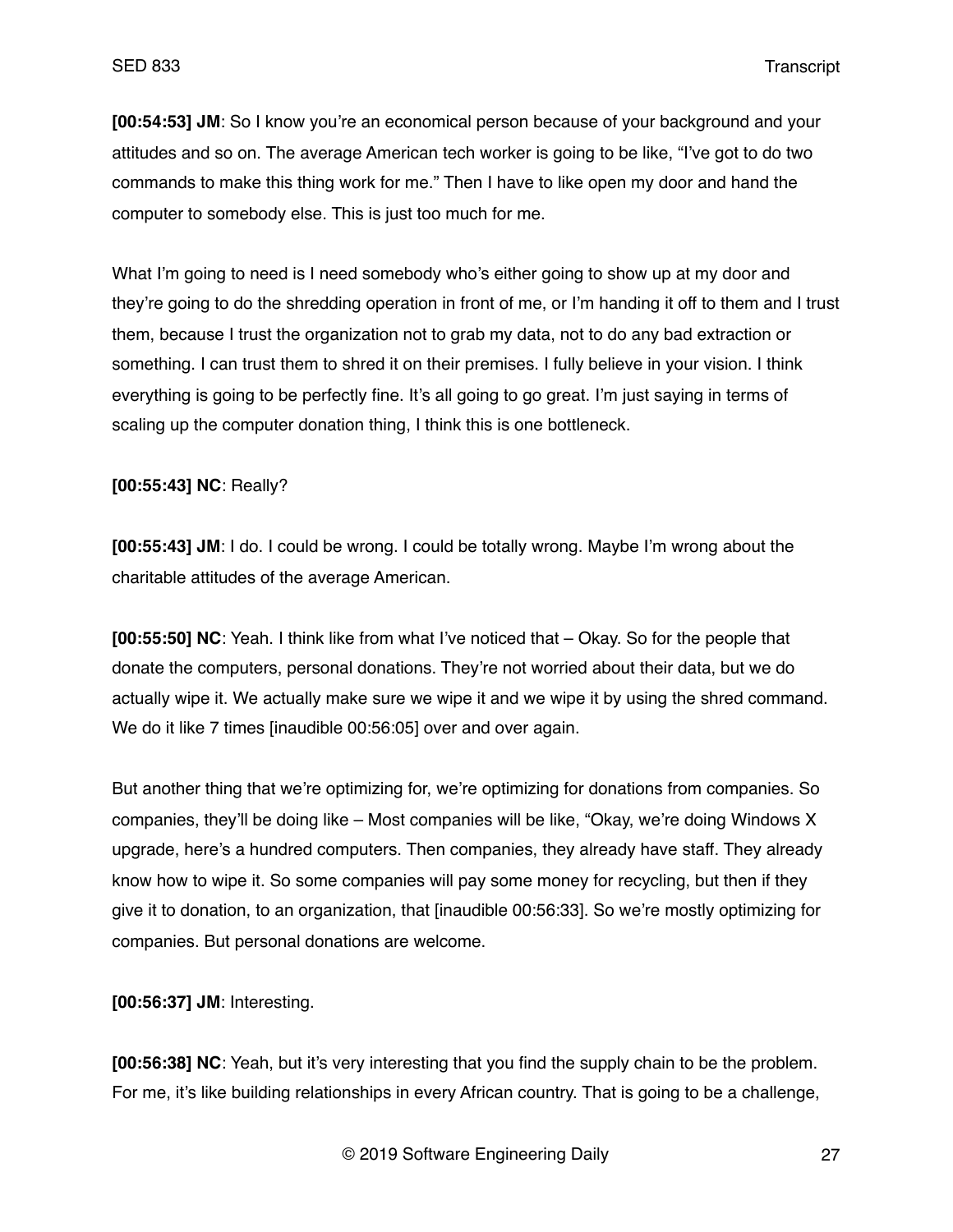**[00:54:53] JM**: So I know you're an economical person because of your background and your attitudes and so on. The average American tech worker is going to be like, "I've got to do two commands to make this thing work for me." Then I have to like open my door and hand the computer to somebody else. This is just too much for me.

What I'm going to need is I need somebody who's either going to show up at my door and they're going to do the shredding operation in front of me, or I'm handing it off to them and I trust them, because I trust the organization not to grab my data, not to do any bad extraction or something. I can trust them to shred it on their premises. I fully believe in your vision. I think everything is going to be perfectly fine. It's all going to go great. I'm just saying in terms of scaling up the computer donation thing, I think this is one bottleneck.

**[00:55:43] NC**: Really?

**[00:55:43] JM**: I do. I could be wrong. I could be totally wrong. Maybe I'm wrong about the charitable attitudes of the average American.

**[00:55:50] NC**: Yeah. I think like from what I've noticed that – Okay. So for the people that donate the computers, personal donations. They're not worried about their data, but we do actually wipe it. We actually make sure we wipe it and we wipe it by using the shred command. We do it like 7 times [inaudible 00:56:05] over and over again.

But another thing that we're optimizing for, we're optimizing for donations from companies. So companies, they'll be doing like – Most companies will be like, "Okay, we're doing Windows X upgrade, here's a hundred computers. Then companies, they already have staff. They already know how to wipe it. So some companies will pay some money for recycling, but then if they give it to donation, to an organization, that [inaudible 00:56:33]. So we're mostly optimizing for companies. But personal donations are welcome.

**[00:56:37] JM**: Interesting.

**[00:56:38] NC**: Yeah, but it's very interesting that you find the supply chain to be the problem. For me, it's like building relationships in every African country. That is going to be a challenge,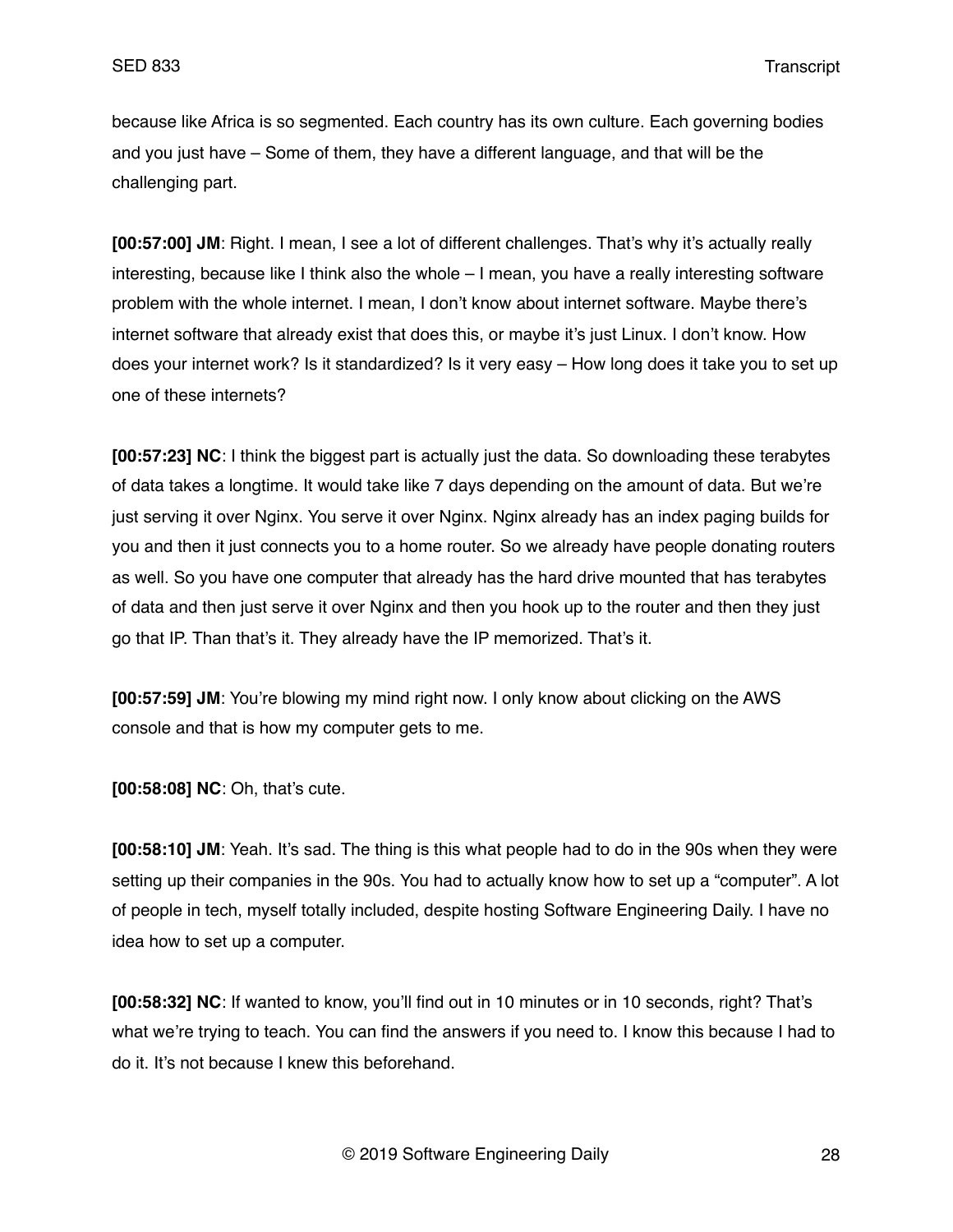because like Africa is so segmented. Each country has its own culture. Each governing bodies and you just have – Some of them, they have a different language, and that will be the challenging part.

**[00:57:00] JM**: Right. I mean, I see a lot of different challenges. That's why it's actually really interesting, because like I think also the whole – I mean, you have a really interesting software problem with the whole internet. I mean, I don't know about internet software. Maybe there's internet software that already exist that does this, or maybe it's just Linux. I don't know. How does your internet work? Is it standardized? Is it very easy – How long does it take you to set up one of these internets?

**[00:57:23] NC**: I think the biggest part is actually just the data. So downloading these terabytes of data takes a longtime. It would take like 7 days depending on the amount of data. But we're just serving it over Nginx. You serve it over Nginx. Nginx already has an index paging builds for you and then it just connects you to a home router. So we already have people donating routers as well. So you have one computer that already has the hard drive mounted that has terabytes of data and then just serve it over Nginx and then you hook up to the router and then they just go that IP. Than that's it. They already have the IP memorized. That's it.

**[00:57:59] JM**: You're blowing my mind right now. I only know about clicking on the AWS console and that is how my computer gets to me.

**[00:58:08] NC**: Oh, that's cute.

**[00:58:10] JM**: Yeah. It's sad. The thing is this what people had to do in the 90s when they were setting up their companies in the 90s. You had to actually know how to set up a "computer". A lot of people in tech, myself totally included, despite hosting Software Engineering Daily. I have no idea how to set up a computer.

**[00:58:32] NC**: If wanted to know, you'll find out in 10 minutes or in 10 seconds, right? That's what we're trying to teach. You can find the answers if you need to. I know this because I had to do it. It's not because I knew this beforehand.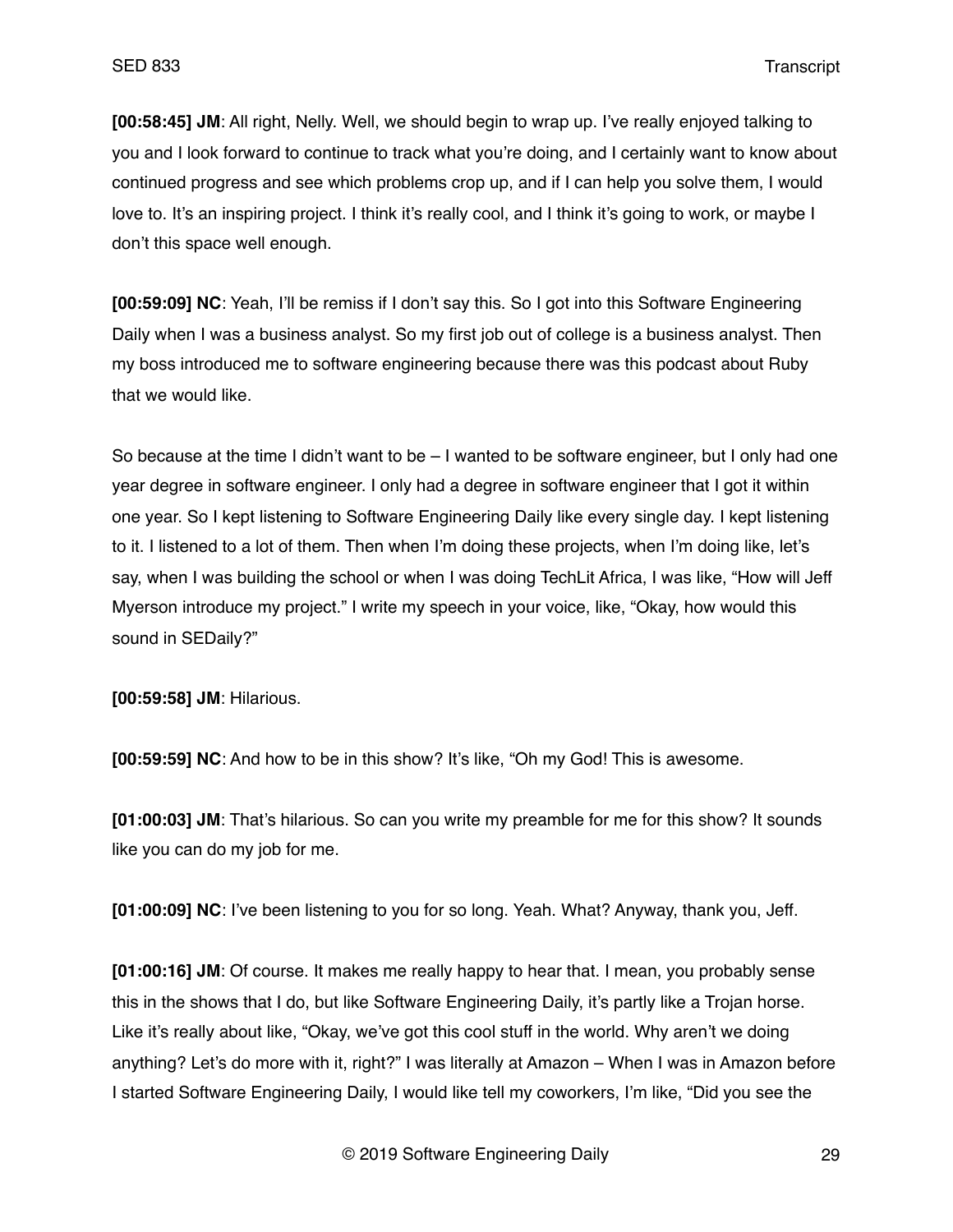**[00:58:45] JM**: All right, Nelly. Well, we should begin to wrap up. I've really enjoyed talking to you and I look forward to continue to track what you're doing, and I certainly want to know about continued progress and see which problems crop up, and if I can help you solve them, I would love to. It's an inspiring project. I think it's really cool, and I think it's going to work, or maybe I don't this space well enough.

**[00:59:09] NC**: Yeah, I'll be remiss if I don't say this. So I got into this Software Engineering Daily when I was a business analyst. So my first job out of college is a business analyst. Then my boss introduced me to software engineering because there was this podcast about Ruby that we would like.

So because at the time I didn't want to be – I wanted to be software engineer, but I only had one year degree in software engineer. I only had a degree in software engineer that I got it within one year. So I kept listening to Software Engineering Daily like every single day. I kept listening to it. I listened to a lot of them. Then when I'm doing these projects, when I'm doing like, let's say, when I was building the school or when I was doing TechLit Africa, I was like, "How will Jeff Myerson introduce my project." I write my speech in your voice, like, "Okay, how would this sound in SEDaily?"

**[00:59:58] JM**: Hilarious.

**[00:59:59] NC**: And how to be in this show? It's like, "Oh my God! This is awesome.

**[01:00:03] JM**: That's hilarious. So can you write my preamble for me for this show? It sounds like you can do my job for me.

**[01:00:09] NC**: I've been listening to you for so long. Yeah. What? Anyway, thank you, Jeff.

**[01:00:16] JM**: Of course. It makes me really happy to hear that. I mean, you probably sense this in the shows that I do, but like Software Engineering Daily, it's partly like a Trojan horse. Like it's really about like, "Okay, we've got this cool stuff in the world. Why aren't we doing anything? Let's do more with it, right?" I was literally at Amazon – When I was in Amazon before I started Software Engineering Daily, I would like tell my coworkers, I'm like, "Did you see the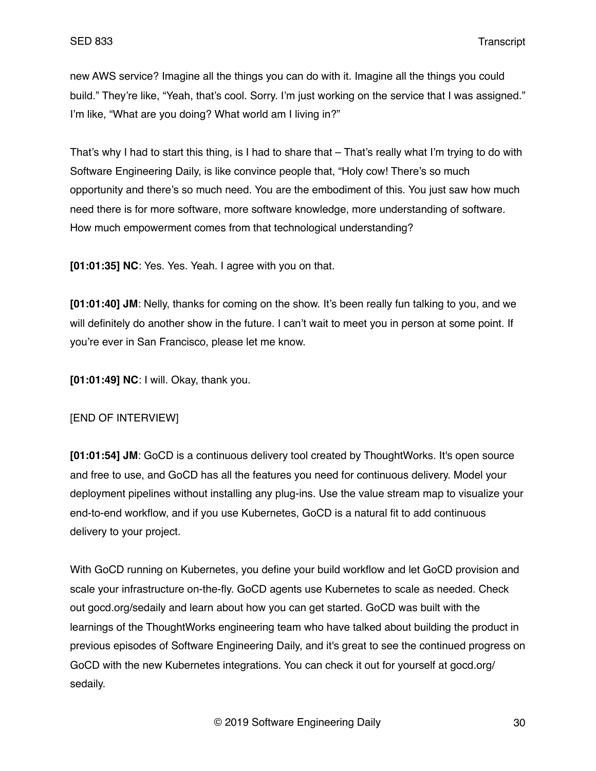new AWS service? Imagine all the things you can do with it. Imagine all the things you could build." They're like, "Yeah, that's cool. Sorry. I'm just working on the service that I was assigned." I'm like, "What are you doing? What world am I living in?"

That's why I had to start this thing, is I had to share that – That's really what I'm trying to do with Software Engineering Daily, is like convince people that, "Holy cow! There's so much opportunity and there's so much need. You are the embodiment of this. You just saw how much need there is for more software, more software knowledge, more understanding of software. How much empowerment comes from that technological understanding?

**[01:01:35] NC**: Yes. Yes. Yeah. I agree with you on that.

**[01:01:40] JM**: Nelly, thanks for coming on the show. It's been really fun talking to you, and we will definitely do another show in the future. I can't wait to meet you in person at some point. If you're ever in San Francisco, please let me know.

**[01:01:49] NC**: I will. Okay, thank you.

[END OF INTERVIEW]

**[01:01:54] JM**: GoCD is a continuous delivery tool created by ThoughtWorks. It's open source and free to use, and GoCD has all the features you need for continuous delivery. Model your deployment pipelines without installing any plug-ins. Use the value stream map to visualize your end-to-end workflow, and if you use Kubernetes, GoCD is a natural fit to add continuous delivery to your project.

With GoCD running on Kubernetes, you define your build workflow and let GoCD provision and scale your infrastructure on-the-fly. GoCD agents use Kubernetes to scale as needed. Check out gocd.org/sedaily and learn about how you can get started. GoCD was built with the learnings of the ThoughtWorks engineering team who have talked about building the product in previous episodes of Software Engineering Daily, and it's great to see the continued progress on GoCD with the new Kubernetes integrations. You can check it out for yourself at gocd.org/sedaily.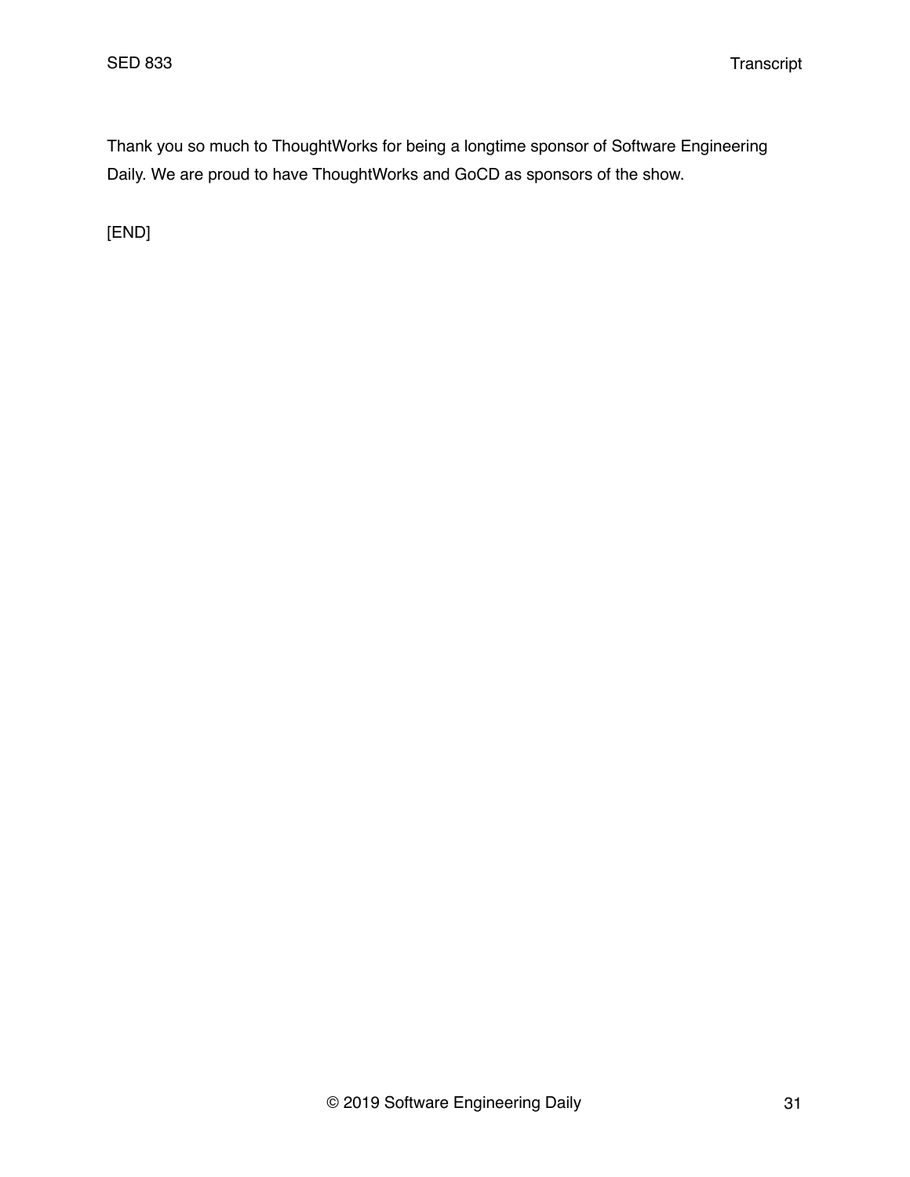Thank you so much to ThoughtWorks for being a longtime sponsor of Software Engineering Daily. We are proud to have ThoughtWorks and GoCD as sponsors of the show.

[END]